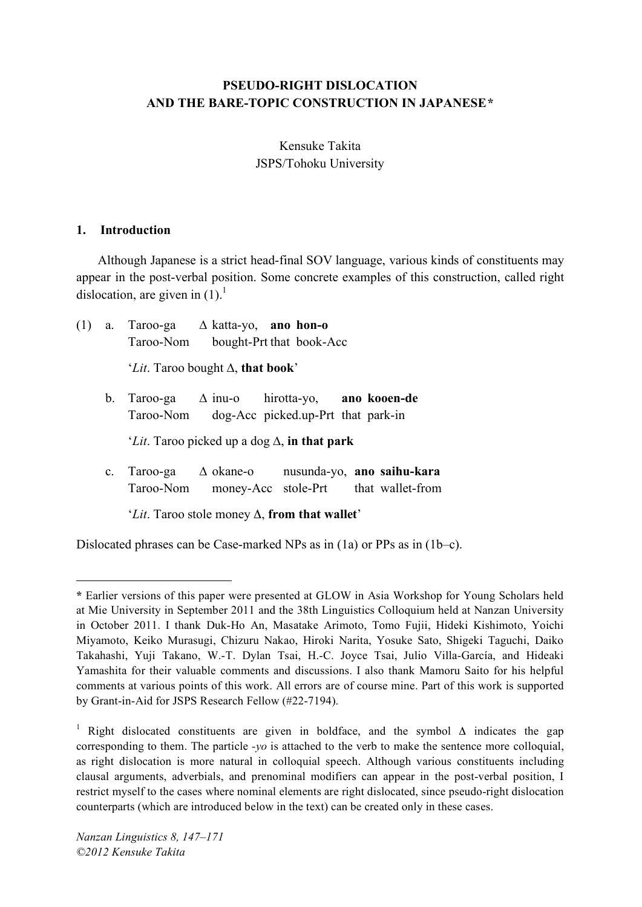# PSEUDO-RIGHT DISLOCATION AND THE BARE-TOPIC CONSTRUCTION IN JAPANESE*

Kensuke Takita
JSPS/Tohoku University

## 1. Introduction

Although Japanese is a strict head-final SOV language, various kinds of constituents may appear in the post-verbal position. Some concrete examples of this construction, called right dislocation, are given in (1).[1]

(1) a. Taroo-ga Δ katta-yo, **ano hon-o**
Taroo-Nom bought-Prt that book-Acc

'*Lit*. Taroo bought Δ, **that book**'

b. Taroo-ga Δ inu-o hirotta-yo, **ano kooen-de**
Taroo-Nom dog-Acc picked.up-Prt that park-in

'*Lit*. Taroo picked up a dog Δ, **in that park**

c. Taroo-ga Δ okane-o nusunda-yo, **ano saihu-kara**
Taroo-Nom money-Acc stole-Prt that wallet-from

'*Lit*. Taroo stole money Δ, **from that wallet**'

Dislocated phrases can be Case-marked NPs as in (1a) or PPs as in (1b–c).

---

**\*** Earlier versions of this paper were presented at GLOW in Asia Workshop for Young Scholars held at Mie University in September 2011 and the 38th Linguistics Colloquium held at Nanzan University in October 2011. I thank Duk-Ho An, Masatake Arimoto, Tomo Fujii, Hideki Kishimoto, Yoichi Miyamoto, Keiko Murasugi, Chizuru Nakao, Hiroki Narita, Yosuke Sato, Shigeki Taguchi, Daiko Takahashi, Yuji Takano, W.-T. Dylan Tsai, H.-C. Joyce Tsai, Julio Villa-García, and Hideaki Yamashita for their valuable comments and discussions. I also thank Mamoru Saito for his helpful comments at various points of this work. All errors are of course mine. Part of this work is supported by Grant-in-Aid for JSPS Research Fellow (#22-7194).

[1] Right dislocated constituents are given in boldface, and the symbol Δ indicates the gap corresponding to them. The particle *-yo* is attached to the verb to make the sentence more colloquial, as right dislocation is more natural in colloquial speech. Although various constituents including clausal arguments, adverbials, and prenominal modifiers can appear in the post-verbal position, I restrict myself to the cases where nominal elements are right dislocated, since pseudo-right dislocation counterparts (which are introduced below in the text) can be created only in these cases.

*Nanzan Linguistics 8, 147–171*
*©2012 Kensuke Takita*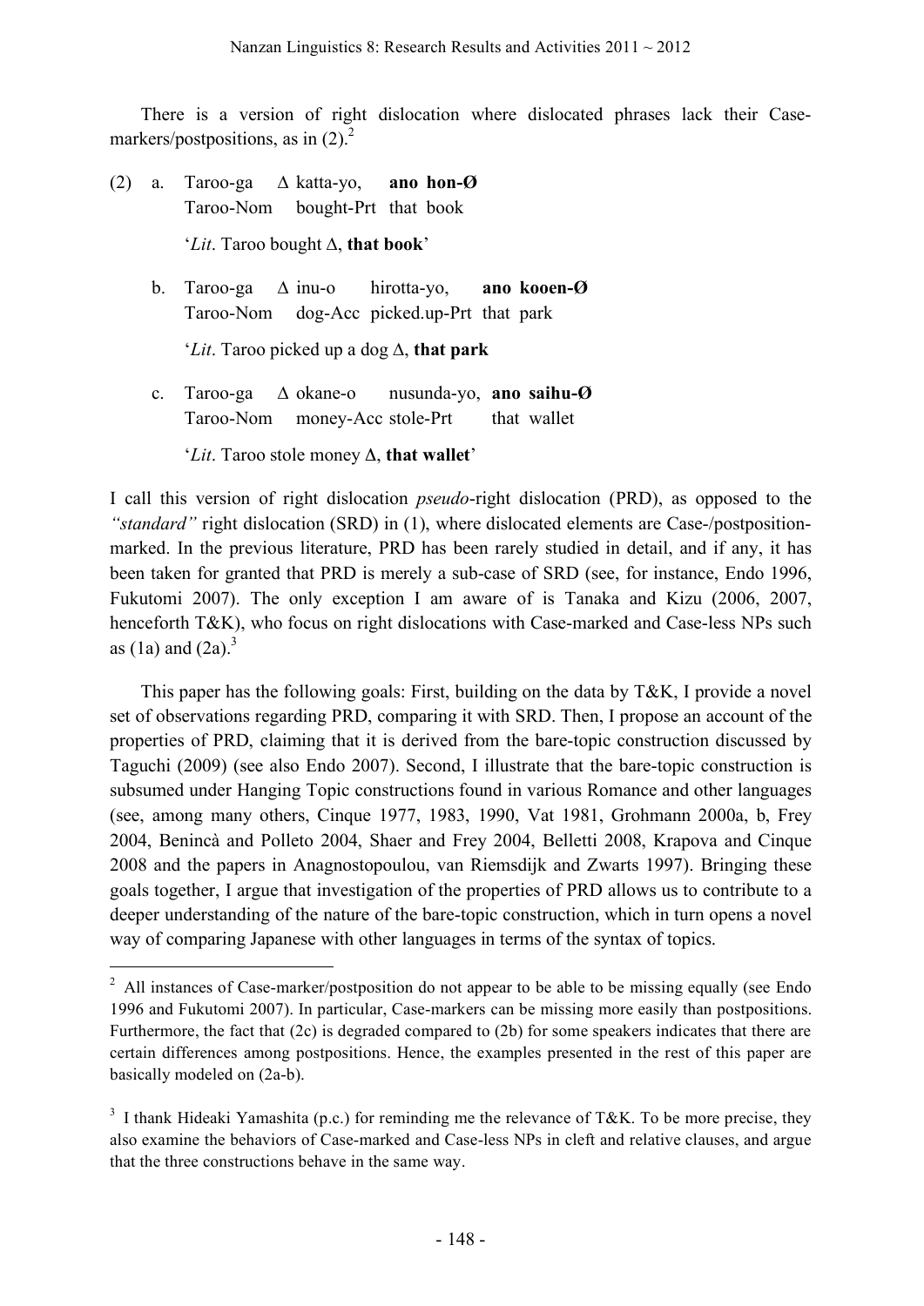There is a version of right dislocation where dislocated phrases lack their Case-markers/postpositions, as in (2).[2]

(2) a. Taroo-ga &nbsp;&nbsp; Δ katta-yo, &nbsp;&nbsp; **ano hon-Ø**
&nbsp;&nbsp;&nbsp;&nbsp;&nbsp;&nbsp;&nbsp;Taroo-Nom &nbsp;&nbsp; bought-Prt &nbsp; that book

&nbsp;&nbsp;&nbsp;&nbsp;&nbsp;&nbsp;&nbsp;'*Lit*. Taroo bought Δ, **that book**'

&nbsp;&nbsp;&nbsp;&nbsp;b. Taroo-ga &nbsp;&nbsp; Δ inu-o &nbsp;&nbsp; hirotta-yo, &nbsp;&nbsp; **ano kooen-Ø**
&nbsp;&nbsp;&nbsp;&nbsp;&nbsp;&nbsp;&nbsp;Taroo-Nom &nbsp;&nbsp; dog-Acc &nbsp; picked.up-Prt &nbsp; that park

&nbsp;&nbsp;&nbsp;&nbsp;&nbsp;&nbsp;&nbsp;'*Lit*. Taroo picked up a dog Δ, **that park**

&nbsp;&nbsp;&nbsp;&nbsp;c. Taroo-ga &nbsp;&nbsp; Δ okane-o &nbsp;&nbsp; nusunda-yo, &nbsp; **ano saihu-Ø**
&nbsp;&nbsp;&nbsp;&nbsp;&nbsp;&nbsp;&nbsp;Taroo-Nom &nbsp;&nbsp; money-Acc stole-Prt &nbsp;&nbsp; that wallet

&nbsp;&nbsp;&nbsp;&nbsp;&nbsp;&nbsp;&nbsp;'*Lit*. Taroo stole money Δ, **that wallet**'

I call this version of right dislocation *pseudo*-right dislocation (PRD), as opposed to the *"standard"* right dislocation (SRD) in (1), where dislocated elements are Case-/postposition-marked. In the previous literature, PRD has been rarely studied in detail, and if any, it has been taken for granted that PRD is merely a sub-case of SRD (see, for instance, Endo 1996, Fukutomi 2007). The only exception I am aware of is Tanaka and Kizu (2006, 2007, henceforth T&K), who focus on right dislocations with Case-marked and Case-less NPs such as (1a) and (2a).[3]

This paper has the following goals: First, building on the data by T&K, I provide a novel set of observations regarding PRD, comparing it with SRD. Then, I propose an account of the properties of PRD, claiming that it is derived from the bare-topic construction discussed by Taguchi (2009) (see also Endo 2007). Second, I illustrate that the bare-topic construction is subsumed under Hanging Topic constructions found in various Romance and other languages (see, among many others, Cinque 1977, 1983, 1990, Vat 1981, Grohmann 2000a, b, Frey 2004, Benincà and Polleto 2004, Shaer and Frey 2004, Belletti 2008, Krapova and Cinque 2008 and the papers in Anagnostopoulou, van Riemsdijk and Zwarts 1997). Bringing these goals together, I argue that investigation of the properties of PRD allows us to contribute to a deeper understanding of the nature of the bare-topic construction, which in turn opens a novel way of comparing Japanese with other languages in terms of the syntax of topics.

---

[2] All instances of Case-marker/postposition do not appear to be able to be missing equally (see Endo 1996 and Fukutomi 2007). In particular, Case-markers can be missing more easily than postpositions. Furthermore, the fact that (2c) is degraded compared to (2b) for some speakers indicates that there are certain differences among postpositions. Hence, the examples presented in the rest of this paper are basically modeled on (2a-b).

[3] I thank Hideaki Yamashita (p.c.) for reminding me the relevance of T&K. To be more precise, they also examine the behaviors of Case-marked and Case-less NPs in cleft and relative clauses, and argue that the three constructions behave in the same way.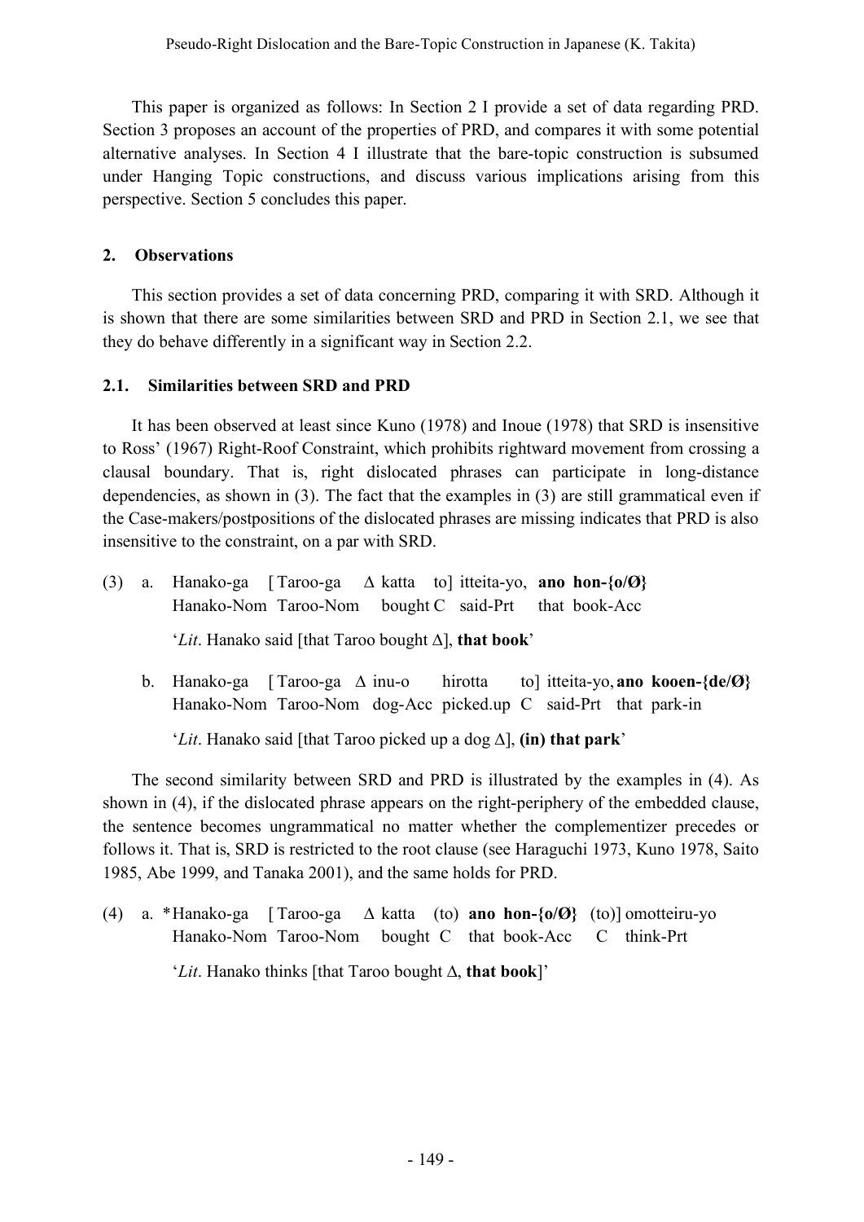This paper is organized as follows: In Section 2 I provide a set of data regarding PRD. Section 3 proposes an account of the properties of PRD, and compares it with some potential alternative analyses. In Section 4 I illustrate that the bare-topic construction is subsumed under Hanging Topic constructions, and discuss various implications arising from this perspective. Section 5 concludes this paper.

## 2. Observations

This section provides a set of data concerning PRD, comparing it with SRD. Although it is shown that there are some similarities between SRD and PRD in Section 2.1, we see that they do behave differently in a significant way in Section 2.2.

### 2.1. Similarities between SRD and PRD

It has been observed at least since Kuno (1978) and Inoue (1978) that SRD is insensitive to Ross' (1967) Right-Roof Constraint, which prohibits rightward movement from crossing a clausal boundary. That is, right dislocated phrases can participate in long-distance dependencies, as shown in (3). The fact that the examples in (3) are still grammatical even if the Case-makers/postpositions of the dislocated phrases are missing indicates that PRD is also insensitive to the constraint, on a par with SRD.

(3) a. Hanako-ga [ Taroo-ga Δ katta to] itteita-yo, **ano hon-{o/Ø}**
   Hanako-Nom Taroo-Nom bought C said-Prt that book-Acc

   '*Lit*. Hanako said [that Taroo bought Δ], **that book**'

 b. Hanako-ga [ Taroo-ga Δ inu-o hirotta to] itteita-yo, **ano kooen-{de/Ø}**
   Hanako-Nom Taroo-Nom dog-Acc picked.up C said-Prt that park-in

   '*Lit*. Hanako said [that Taroo picked up a dog Δ], **(in) that park**'

The second similarity between SRD and PRD is illustrated by the examples in (4). As shown in (4), if the dislocated phrase appears on the right-periphery of the embedded clause, the sentence becomes ungrammatical no matter whether the complementizer precedes or follows it. That is, SRD is restricted to the root clause (see Haraguchi 1973, Kuno 1978, Saito 1985, Abe 1999, and Tanaka 2001), and the same holds for PRD.

(4) a. *Hanako-ga [ Taroo-ga Δ katta (to) **ano hon-{o/Ø}** (to)] omotteiru-yo
   Hanako-Nom Taroo-Nom bought C that book-Acc C think-Prt

   '*Lit*. Hanako thinks [that Taroo bought Δ, **that book**]'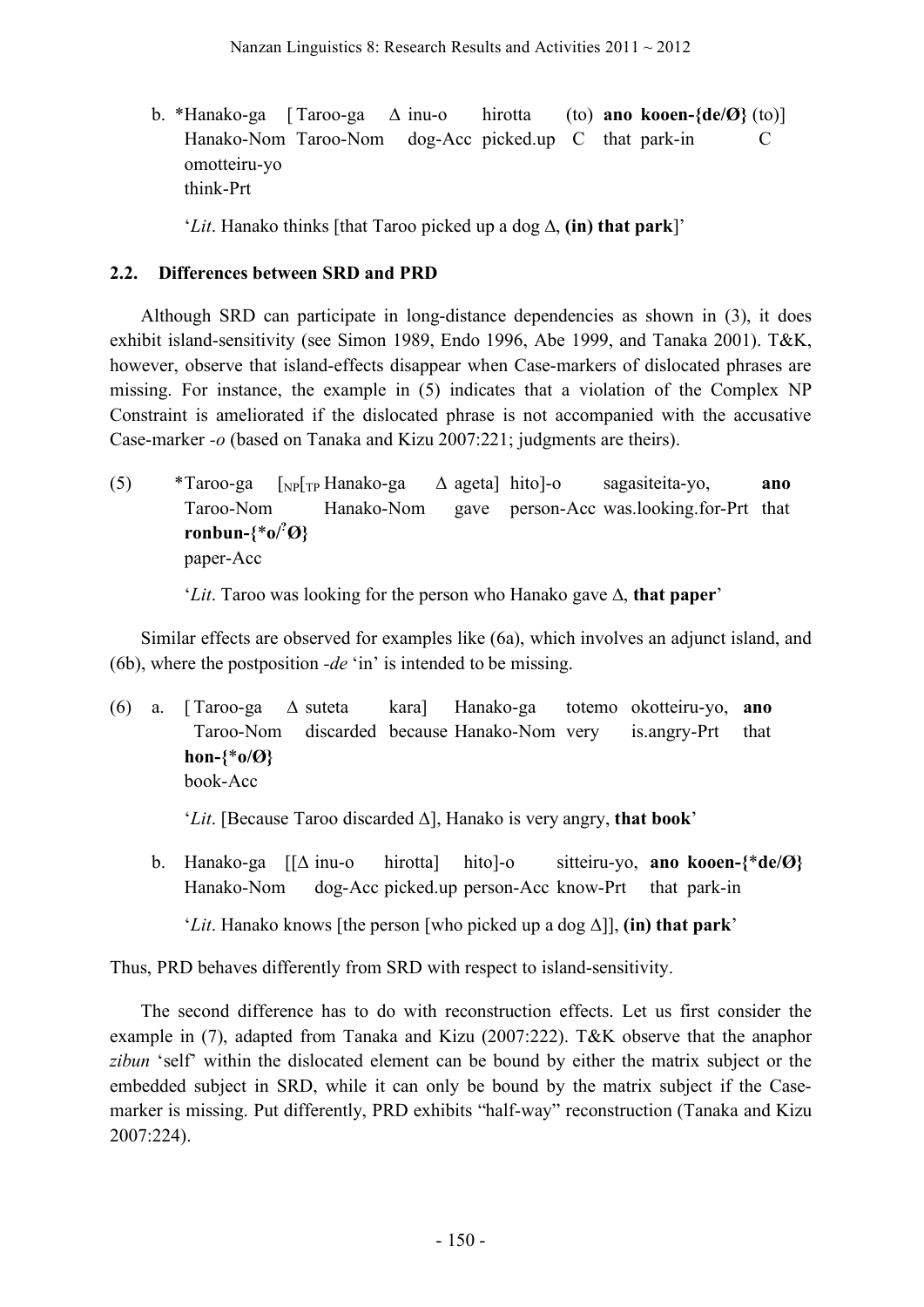b. *Hanako-ga [ Taroo-ga Δ inu-o hirotta (to) **ano kooen-{de/Ø}** (to)]
   Hanako-Nom Taroo-Nom dog-Acc picked.up C that park-in C
   omotteiru-yo
   think-Prt

   '*Lit*. Hanako thinks [that Taroo picked up a dog Δ, **(in) that park**]'

### 2.2. Differences between SRD and PRD

Although SRD can participate in long-distance dependencies as shown in (3), it does exhibit island-sensitivity (see Simon 1989, Endo 1996, Abe 1999, and Tanaka 2001). T&K, however, observe that island-effects disappear when Case-markers of dislocated phrases are missing. For instance, the example in (5) indicates that a violation of the Complex NP Constraint is ameliorated if the dislocated phrase is not accompanied with the accusative Case-marker *-o* (based on Tanaka and Kizu 2007:221; judgments are theirs).

(5) *Taroo-ga [$_{NP}$[$_{TP}$ Hanako-ga Δ ageta] hito]-o sagasiteita-yo, **ano ronbun-{*o/$^?$Ø}**
   Taroo-Nom Hanako-Nom gave person-Acc was.looking.for-Prt that paper-Acc

   '*Lit*. Taroo was looking for the person who Hanako gave Δ, **that paper**'

Similar effects are observed for examples like (6a), which involves an adjunct island, and (6b), where the postposition *-de* 'in' is intended to be missing.

(6) a. [ Taroo-ga Δ suteta kara] Hanako-ga totemo okotteiru-yo, **ano hon-{*o/Ø}**
   Taroo-Nom discarded because Hanako-Nom very is.angry-Prt that book-Acc

   '*Lit*. [Because Taroo discarded Δ], Hanako is very angry, **that book**'

b. Hanako-ga [[Δ inu-o hirotta] hito]-o sitteiru-yo, **ano kooen-{*de/Ø}**
   Hanako-Nom dog-Acc picked.up person-Acc know-Prt that park-in

   '*Lit*. Hanako knows [the person [who picked up a dog Δ]], **(in) that park**'

Thus, PRD behaves differently from SRD with respect to island-sensitivity.

The second difference has to do with reconstruction effects. Let us first consider the example in (7), adapted from Tanaka and Kizu (2007:222). T&K observe that the anaphor *zibun* 'self' within the dislocated element can be bound by either the matrix subject or the embedded subject in SRD, while it can only be bound by the matrix subject if the Case-marker is missing. Put differently, PRD exhibits "half-way" reconstruction (Tanaka and Kizu 2007:224).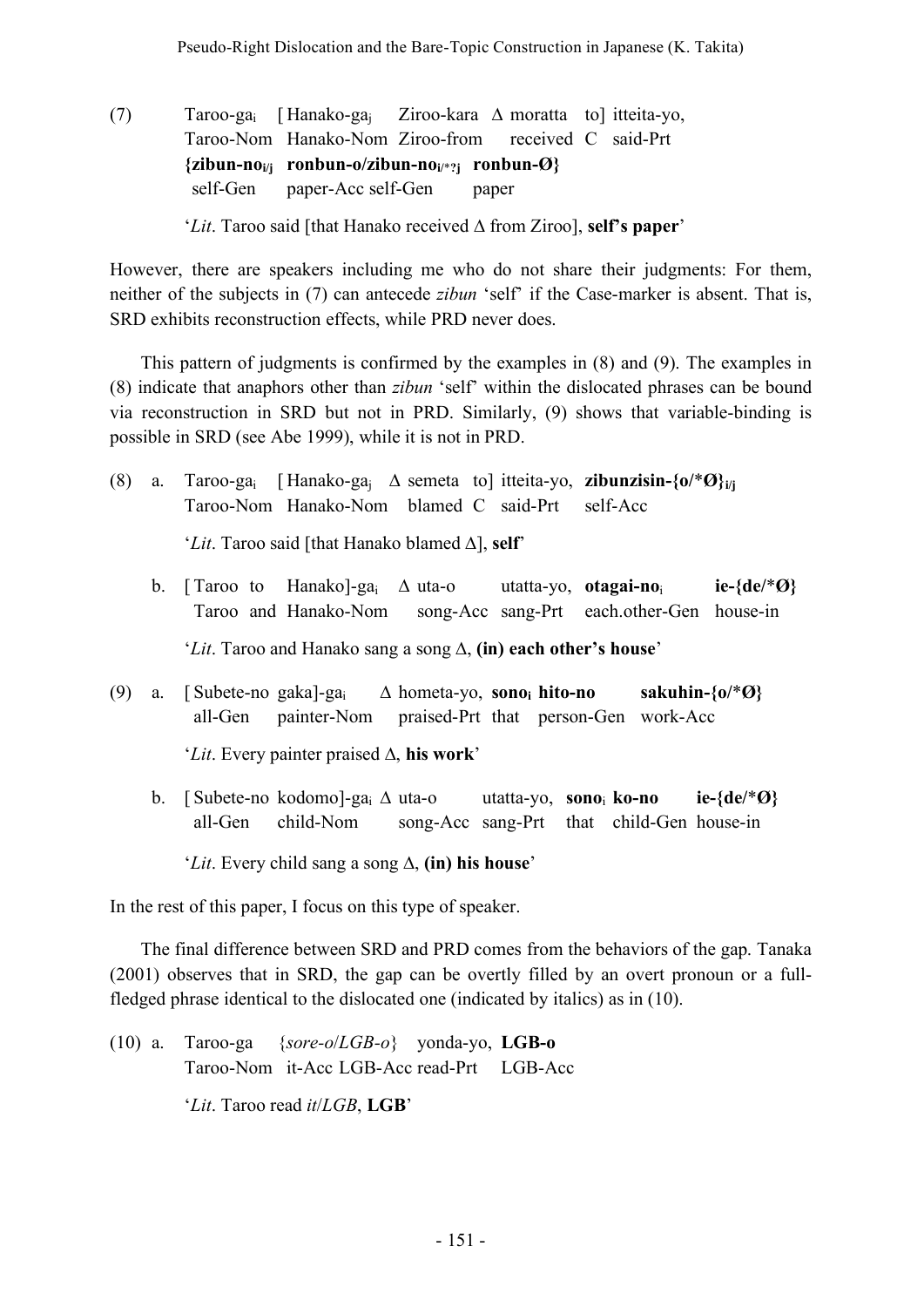(7) Taroo-ga$_i$ [Hanako-ga$_j$ Ziroo-kara Δ moratta to] itteita-yo,
Taroo-Nom Hanako-Nom Ziroo-from received C said-Prt
**{zibun-no$_{i/j}$ ronbun-o/zibun-no$_{i/*?j}$ ronbun-Ø}**
self-Gen paper-Acc self-Gen paper

'*Lit*. Taroo said [that Hanako received Δ from Ziroo], **self's paper**'

However, there are speakers including me who do not share their judgments: For them, neither of the subjects in (7) can antecede *zibun* 'self' if the Case-marker is absent. That is, SRD exhibits reconstruction effects, while PRD never does.

This pattern of judgments is confirmed by the examples in (8) and (9). The examples in (8) indicate that anaphors other than *zibun* 'self' within the dislocated phrases can be bound via reconstruction in SRD but not in PRD. Similarly, (9) shows that variable-binding is possible in SRD (see Abe 1999), while it is not in PRD.

(8) a. Taroo-ga$_i$ [Hanako-ga$_j$ Δ semeta to] itteita-yo, **zibunzisin-{o/*Ø}$_{i/j}$**
Taroo-Nom Hanako-Nom blamed C said-Prt self-Acc

'*Lit*. Taroo said [that Hanako blamed Δ], **self**'

b. [Taroo to Hanako]-ga$_i$ Δ uta-o utatta-yo, **otagai-no$_i$ ie-{de/*Ø}**
Taroo and Hanako-Nom song-Acc sang-Prt each.other-Gen house-in

'*Lit*. Taroo and Hanako sang a song Δ, **(in) each other's house**'

(9) a. [Subete-no gaka]-ga$_i$ Δ hometa-yo, **sono$_i$ hito-no sakuhin-{o/*Ø}**
all-Gen painter-Nom praised-Prt that person-Gen work-Acc

'*Lit*. Every painter praised Δ, **his work**'

b. [Subete-no kodomo]-ga$_i$ Δ uta-o utatta-yo, **sono$_i$ ko-no ie-{de/*Ø}**
all-Gen child-Nom song-Acc sang-Prt that child-Gen house-in

'*Lit*. Every child sang a song Δ, **(in) his house**'

In the rest of this paper, I focus on this type of speaker.

The final difference between SRD and PRD comes from the behaviors of the gap. Tanaka (2001) observes that in SRD, the gap can be overtly filled by an overt pronoun or a full-fledged phrase identical to the dislocated one (indicated by italics) as in (10).

(10) a. Taroo-ga {*sore-o*/*LGB-o*} yonda-yo, **LGB-o**
Taroo-Nom it-Acc LGB-Acc read-Prt LGB-Acc

'*Lit*. Taroo read *it*/*LGB*, **LGB**'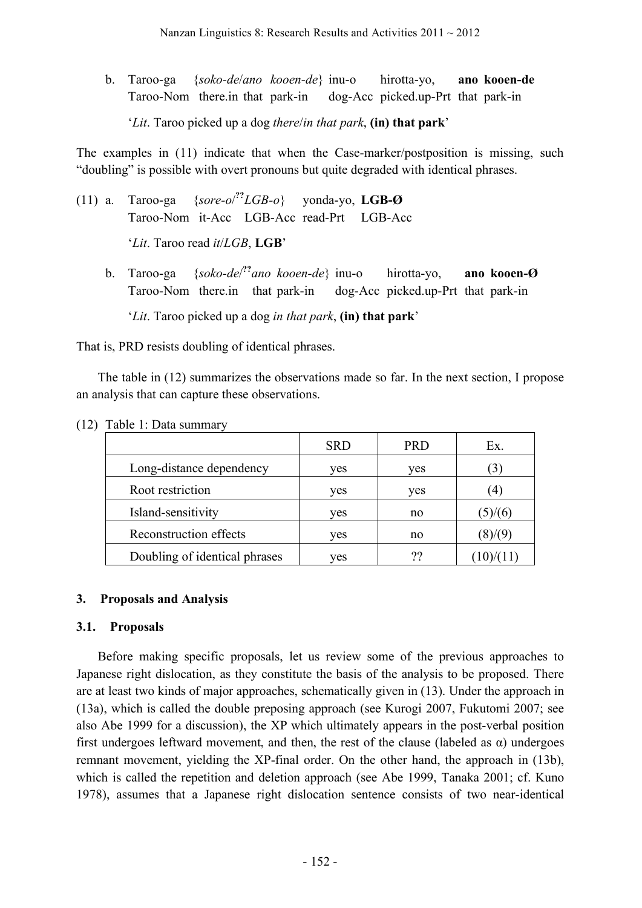b. Taroo-ga {*soko-de*/*ano kooen-de*} inu-o hirotta-yo, **ano kooen-de**
Taroo-Nom there.in that park-in dog-Acc picked.up-Prt that park-in

'*Lit*. Taroo picked up a dog *there*/*in that park*, **(in) that park**'

The examples in (11) indicate that when the Case-marker/postposition is missing, such "doubling" is possible with overt pronouns but quite degraded with identical phrases.

(11) a. Taroo-ga {*sore-o*/[??]*LGB-o*} yonda-yo, **LGB-Ø**
Taroo-Nom it-Acc LGB-Acc read-Prt LGB-Acc

'*Lit*. Taroo read *it*/*LGB*, **LGB**'

b. Taroo-ga {*soko-de*/[??]*ano kooen-de*} inu-o hirotta-yo, **ano kooen-Ø**
Taroo-Nom there.in that park-in dog-Acc picked.up-Prt that park-in

'*Lit*. Taroo picked up a dog *in that park*, **(in) that park**'

That is, PRD resists doubling of identical phrases.

The table in (12) summarizes the observations made so far. In the next section, I propose an analysis that can capture these observations.

(12) Table 1: Data summary

| | SRD | PRD | Ex. |
|---|---|---|---|
| Long-distance dependency | yes | yes | (3) |
| Root restriction | yes | yes | (4) |
| Island-sensitivity | yes | no | (5)/(6) |
| Reconstruction effects | yes | no | (8)/(9) |
| Doubling of identical phrases | yes | ?? | (10)/(11) |

### 3. Proposals and Analysis

#### 3.1. Proposals

Before making specific proposals, let us review some of the previous approaches to Japanese right dislocation, as they constitute the basis of the analysis to be proposed. There are at least two kinds of major approaches, schematically given in (13). Under the approach in (13a), which is called the double preposing approach (see Kurogi 2007, Fukutomi 2007; see also Abe 1999 for a discussion), the XP which ultimately appears in the post-verbal position first undergoes leftward movement, and then, the rest of the clause (labeled as α) undergoes remnant movement, yielding the XP-final order. On the other hand, the approach in (13b), which is called the repetition and deletion approach (see Abe 1999, Tanaka 2001; cf. Kuno 1978), assumes that a Japanese right dislocation sentence consists of two near-identical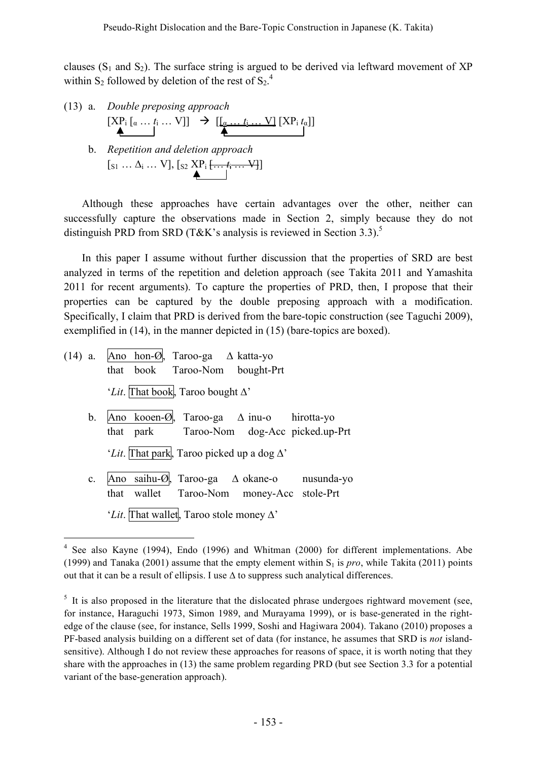clauses ($S_1$ and $S_2$). The surface string is argued to be derived via leftward movement of XP within $S_2$ followed by deletion of the rest of $S_2$.[4]

(13) a. *Double preposing approach*

$[XP_i\ [_{\alpha} \ldots t_i \ldots V]] \rightarrow [[_{\alpha} \ldots t_i \ldots V]\ [XP_i\ t_{\alpha}]]$

b. *Repetition and deletion approach*

$[_{S1} \ldots \Delta_i \ldots V], [_{S2}\ XP_i\ \sout{[\ldots t_i \ldots V]}]$

Although these approaches have certain advantages over the other, neither can successfully capture the observations made in Section 2, simply because they do not distinguish PRD from SRD (T&K's analysis is reviewed in Section 3.3).[5]

In this paper I assume without further discussion that the properties of SRD are best analyzed in terms of the repetition and deletion approach (see Takita 2011 and Yamashita 2011 for recent arguments). To capture the properties of PRD, then, I propose that their properties can be captured by the double preposing approach with a modification. Specifically, I claim that PRD is derived from the bare-topic construction (see Taguchi 2009), exemplified in (14), in the manner depicted in (15) (bare-topics are boxed).

(14) a. [Ano hon-Ø], Taroo-ga Δ katta-yo
that book Taroo-Nom bought-Prt
'*Lit*. [That book], Taroo bought Δ'

b. [Ano kooen-Ø], Taroo-ga Δ inu-o hirotta-yo
that park Taroo-Nom dog-Acc picked.up-Prt
'*Lit*. [That park], Taroo picked up a dog Δ'

c. [Ano saihu-Ø], Taroo-ga Δ okane-o nusunda-yo
that wallet Taroo-Nom money-Acc stole-Prt
'*Lit*. [That wallet], Taroo stole money Δ'

---

[4] See also Kayne (1994), Endo (1996) and Whitman (2000) for different implementations. Abe (1999) and Tanaka (2001) assume that the empty element within $S_1$ is *pro*, while Takita (2011) points out that it can be a result of ellipsis. I use Δ to suppress such analytical differences.

[5] It is also proposed in the literature that the dislocated phrase undergoes rightward movement (see, for instance, Haraguchi 1973, Simon 1989, and Murayama 1999), or is base-generated in the right-edge of the clause (see, for instance, Sells 1999, Soshi and Hagiwara 2004). Takano (2010) proposes a PF-based analysis building on a different set of data (for instance, he assumes that SRD is *not* island-sensitive). Although I do not review these approaches for reasons of space, it is worth noting that they share with the approaches in (13) the same problem regarding PRD (but see Section 3.3 for a potential variant of the base-generation approach).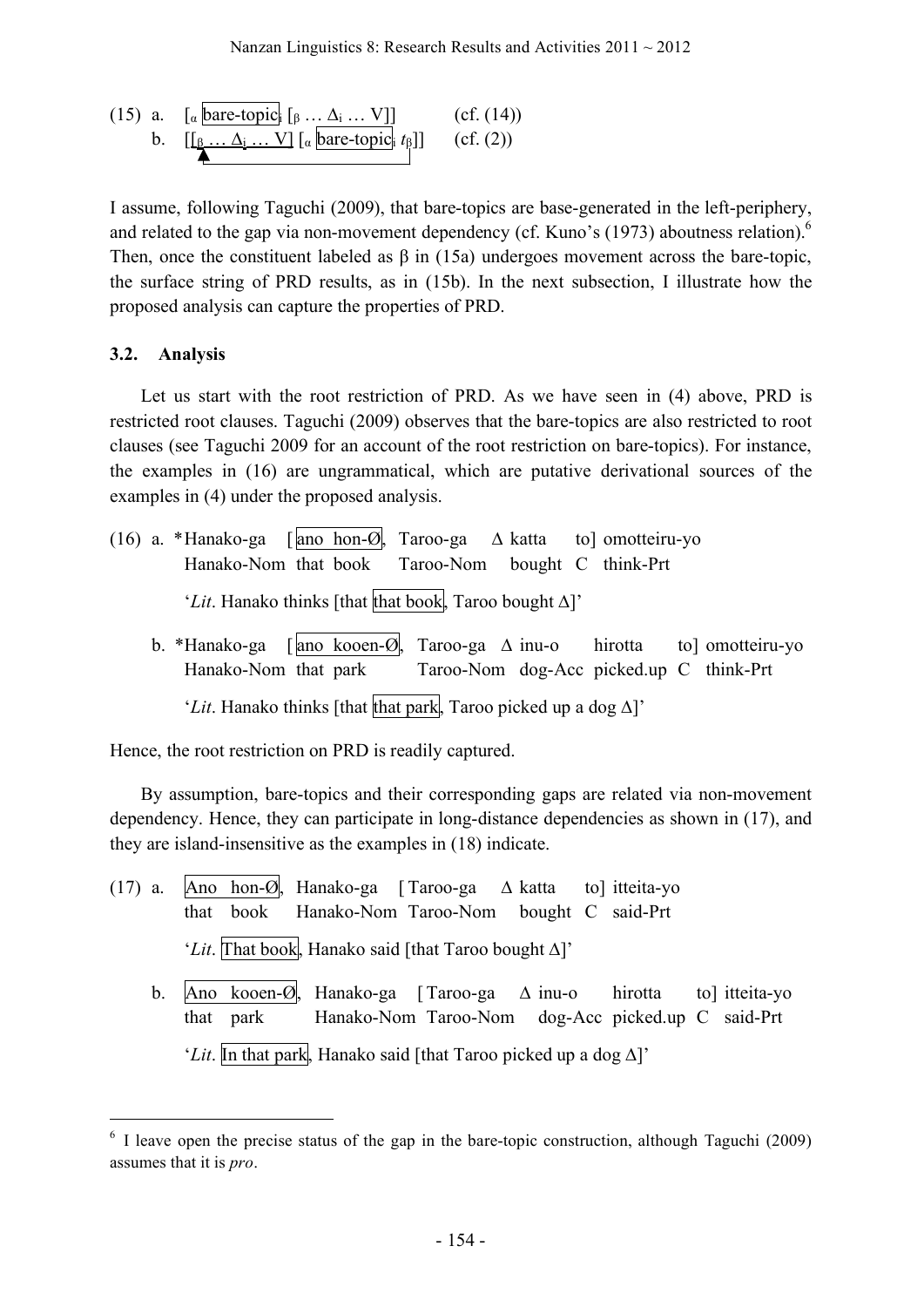(15) a. [$_{\alpha}$ bare-topic$_{i}$ [$_{\beta}$ … $\Delta_{i}$ … V]] (cf. (14))

b. [[$_{\beta}$ … $\Delta_{i}$ … V] [$_{\alpha}$ bare-topic$_{i}$ $t_{\beta}$]] (cf. (2))

I assume, following Taguchi (2009), that bare-topics are base-generated in the left-periphery, and related to the gap via non-movement dependency (cf. Kuno's (1973) aboutness relation).[6] Then, once the constituent labeled as β in (15a) undergoes movement across the bare-topic, the surface string of PRD results, as in (15b). In the next subsection, I illustrate how the proposed analysis can capture the properties of PRD.

### 3.2. Analysis

Let us start with the root restriction of PRD. As we have seen in (4) above, PRD is restricted root clauses. Taguchi (2009) observes that the bare-topics are also restricted to root clauses (see Taguchi 2009 for an account of the root restriction on bare-topics). For instance, the examples in (16) are ungrammatical, which are putative derivational sources of the examples in (4) under the proposed analysis.

(16) a. *Hanako-ga [ano hon-Ø, Taroo-ga Δ katta to] omotteiru-yo
Hanako-Nom that book Taroo-Nom bought C think-Prt

'*Lit*. Hanako thinks [that that book, Taroo bought Δ]'

b. *Hanako-ga [ano kooen-Ø, Taroo-ga Δ inu-o hirotta to] omotteiru-yo
Hanako-Nom that park Taroo-Nom dog-Acc picked.up C think-Prt

'*Lit*. Hanako thinks [that that park, Taroo picked up a dog Δ]'

Hence, the root restriction on PRD is readily captured.

By assumption, bare-topics and their corresponding gaps are related via non-movement dependency. Hence, they can participate in long-distance dependencies as shown in (17), and they are island-insensitive as the examples in (18) indicate.

(17) a. Ano hon-Ø, Hanako-ga [Taroo-ga Δ katta to] itteita-yo
that book Hanako-Nom Taroo-Nom bought C said-Prt

'*Lit*. That book, Hanako said [that Taroo bought Δ]'

b. Ano kooen-Ø, Hanako-ga [Taroo-ga Δ inu-o hirotta to] itteita-yo
that park Hanako-Nom Taroo-Nom dog-Acc picked.up C said-Prt

'*Lit*. In that park, Hanako said [that Taroo picked up a dog Δ]'

---

[6] I leave open the precise status of the gap in the bare-topic construction, although Taguchi (2009) assumes that it is *pro*.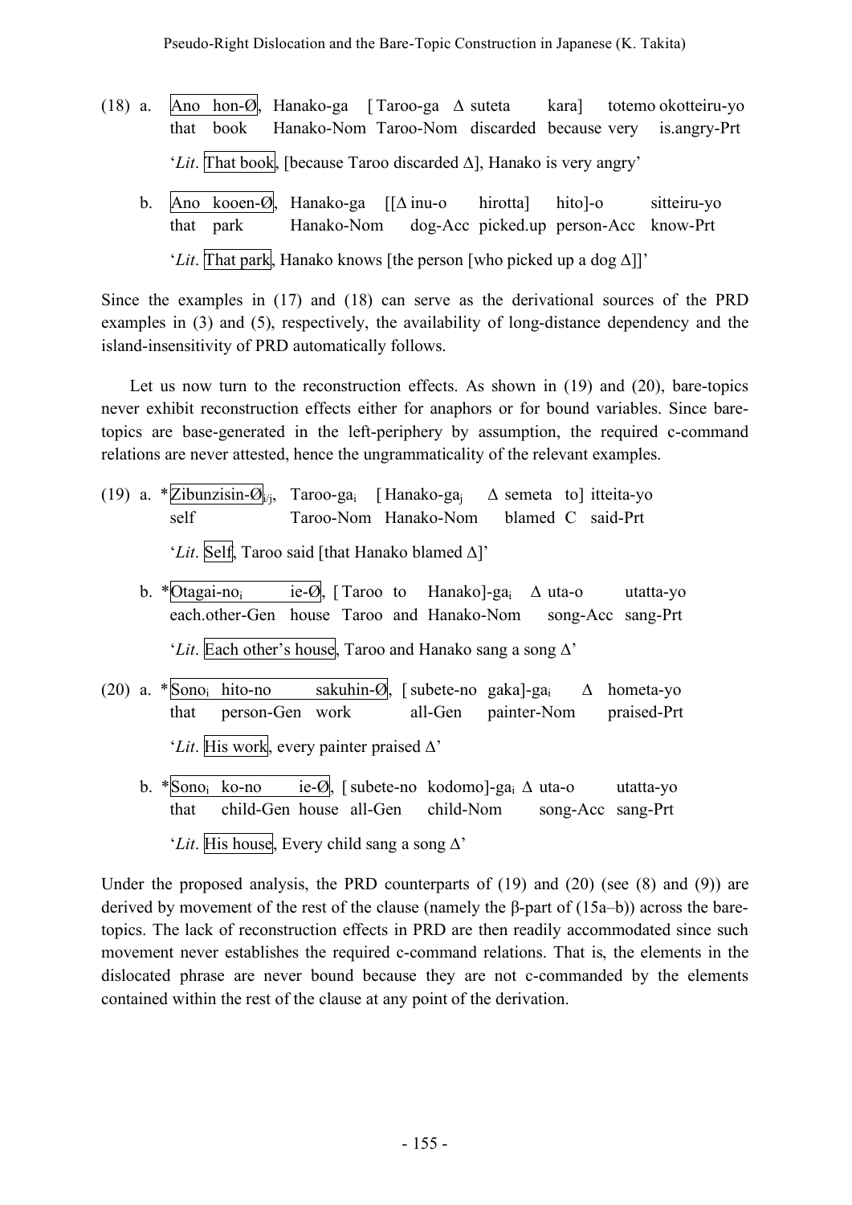(18) a. Ano hon-Ø, Hanako-ga [Taroo-ga Δ suteta kara] totemo okotteiru-yo
that book Hanako-Nom Taroo-Nom discarded because very is.angry-Prt

'*Lit*. That book, [because Taroo discarded Δ], Hanako is very angry'

b. Ano kooen-Ø, Hanako-ga [[Δ inu-o hirotta] hito]-o sitteiru-yo
that park Hanako-Nom dog-Acc picked.up person-Acc know-Prt

'*Lit*. That park, Hanako knows [the person [who picked up a dog Δ]]'

Since the examples in (17) and (18) can serve as the derivational sources of the PRD examples in (3) and (5), respectively, the availability of long-distance dependency and the island-insensitivity of PRD automatically follows.

Let us now turn to the reconstruction effects. As shown in (19) and (20), bare-topics never exhibit reconstruction effects either for anaphors or for bound variables. Since bare-topics are base-generated in the left-periphery by assumption, the required c-command relations are never attested, hence the ungrammaticality of the relevant examples.

(19) a. *Zibunzisin-Ø$_{i/j}$, Taroo-ga$_i$ [Hanako-ga$_j$ Δ semeta to] itteita-yo
self Taroo-Nom Hanako-Nom blamed C said-Prt

'*Lit*. Self, Taroo said [that Hanako blamed Δ]'

b. *Otagai-no$_i$ ie-Ø, [Taroo to Hanako]-ga$_i$ Δ uta-o utatta-yo
each.other-Gen house Taroo and Hanako-Nom song-Acc sang-Prt

'*Lit*. Each other's house, Taroo and Hanako sang a song Δ'

(20) a. *Sono$_i$ hito-no sakuhin-Ø, [subete-no gaka]-ga$_i$ Δ hometa-yo
that person-Gen work all-Gen painter-Nom praised-Prt

'*Lit*. His work, every painter praised Δ'

b. *Sono$_i$ ko-no ie-Ø, [subete-no kodomo]-ga$_i$ Δ uta-o utatta-yo
that child-Gen house all-Gen child-Nom song-Acc sang-Prt

'*Lit*. His house, Every child sang a song Δ'

Under the proposed analysis, the PRD counterparts of (19) and (20) (see (8) and (9)) are derived by movement of the rest of the clause (namely the β-part of (15a–b)) across the bare-topics. The lack of reconstruction effects in PRD are then readily accommodated since such movement never establishes the required c-command relations. That is, the elements in the dislocated phrase are never bound because they are not c-commanded by the elements contained within the rest of the clause at any point of the derivation.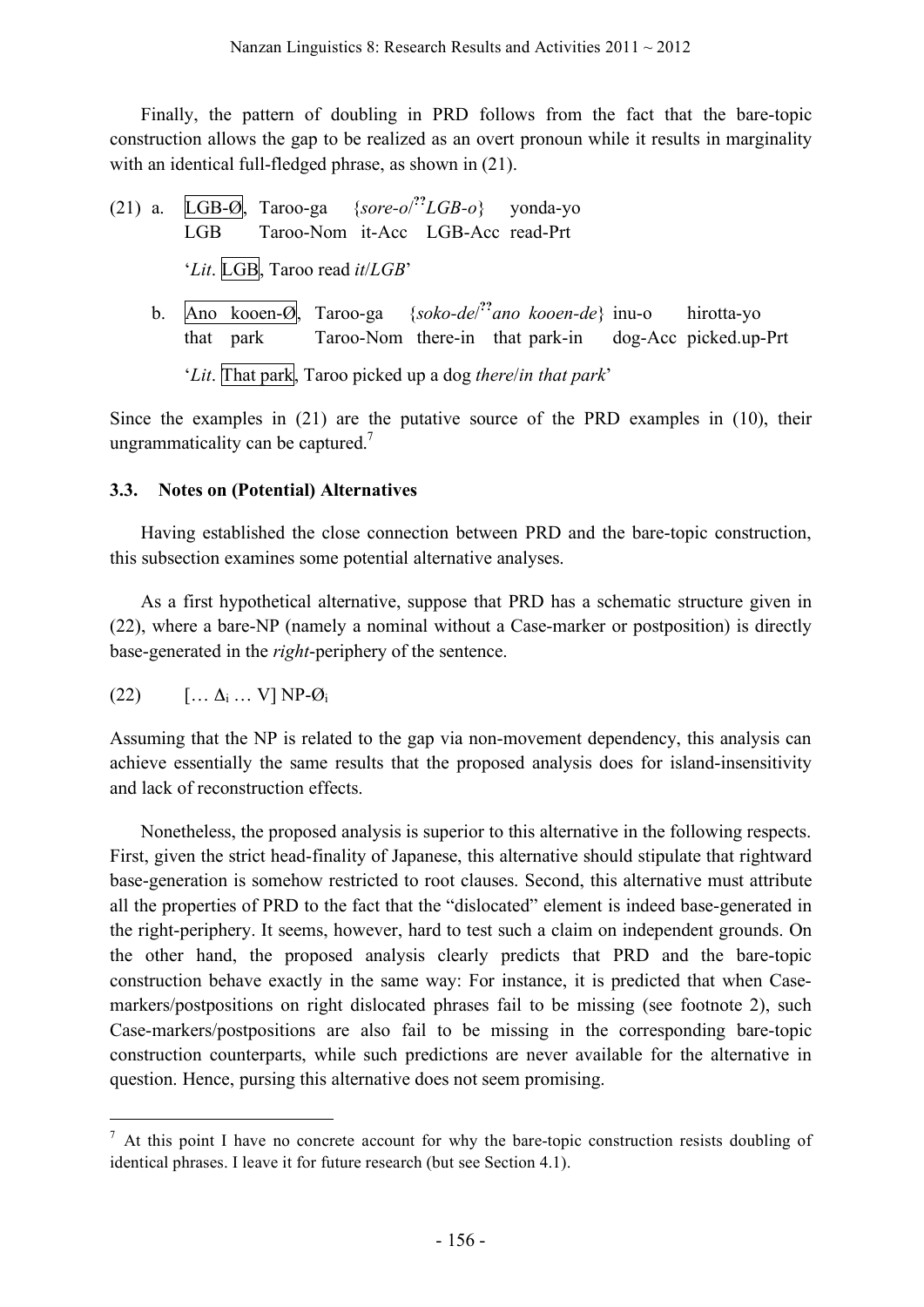Finally, the pattern of doubling in PRD follows from the fact that the bare-topic construction allows the gap to be realized as an overt pronoun while it results in marginality with an identical full-fledged phrase, as shown in (21).

(21) a. LGB-Ø, Taroo-ga {*sore-o*/??*LGB-o*} yonda-yo
LGB Taroo-Nom it-Acc LGB-Acc read-Prt

'*Lit*. LGB, Taroo read *it*/*LGB*'

b. Ano kooen-Ø, Taroo-ga {*soko-de*/??*ano kooen-de*} inu-o hirotta-yo
that park Taroo-Nom there-in that park-in dog-Acc picked.up-Prt

'*Lit*. That park, Taroo picked up a dog *there*/*in that park*'

Since the examples in (21) are the putative source of the PRD examples in (10), their ungrammaticality can be captured.[7]

### 3.3. Notes on (Potential) Alternatives

Having established the close connection between PRD and the bare-topic construction, this subsection examines some potential alternative analyses.

As a first hypothetical alternative, suppose that PRD has a schematic structure given in (22), where a bare-NP (namely a nominal without a Case-marker or postposition) is directly base-generated in the *right*-periphery of the sentence.

(22) $[\ldots \Delta_i \ldots \mathrm{V}]$ NP-$\text{Ø}_i$

Assuming that the NP is related to the gap via non-movement dependency, this analysis can achieve essentially the same results that the proposed analysis does for island-insensitivity and lack of reconstruction effects.

Nonetheless, the proposed analysis is superior to this alternative in the following respects. First, given the strict head-finality of Japanese, this alternative should stipulate that rightward base-generation is somehow restricted to root clauses. Second, this alternative must attribute all the properties of PRD to the fact that the "dislocated" element is indeed base-generated in the right-periphery. It seems, however, hard to test such a claim on independent grounds. On the other hand, the proposed analysis clearly predicts that PRD and the bare-topic construction behave exactly in the same way: For instance, it is predicted that when Case-markers/postpositions on right dislocated phrases fail to be missing (see footnote 2), such Case-markers/postpositions are also fail to be missing in the corresponding bare-topic construction counterparts, while such predictions are never available for the alternative in question. Hence, pursing this alternative does not seem promising.

---

[7] At this point I have no concrete account for why the bare-topic construction resists doubling of identical phrases. I leave it for future research (but see Section 4.1).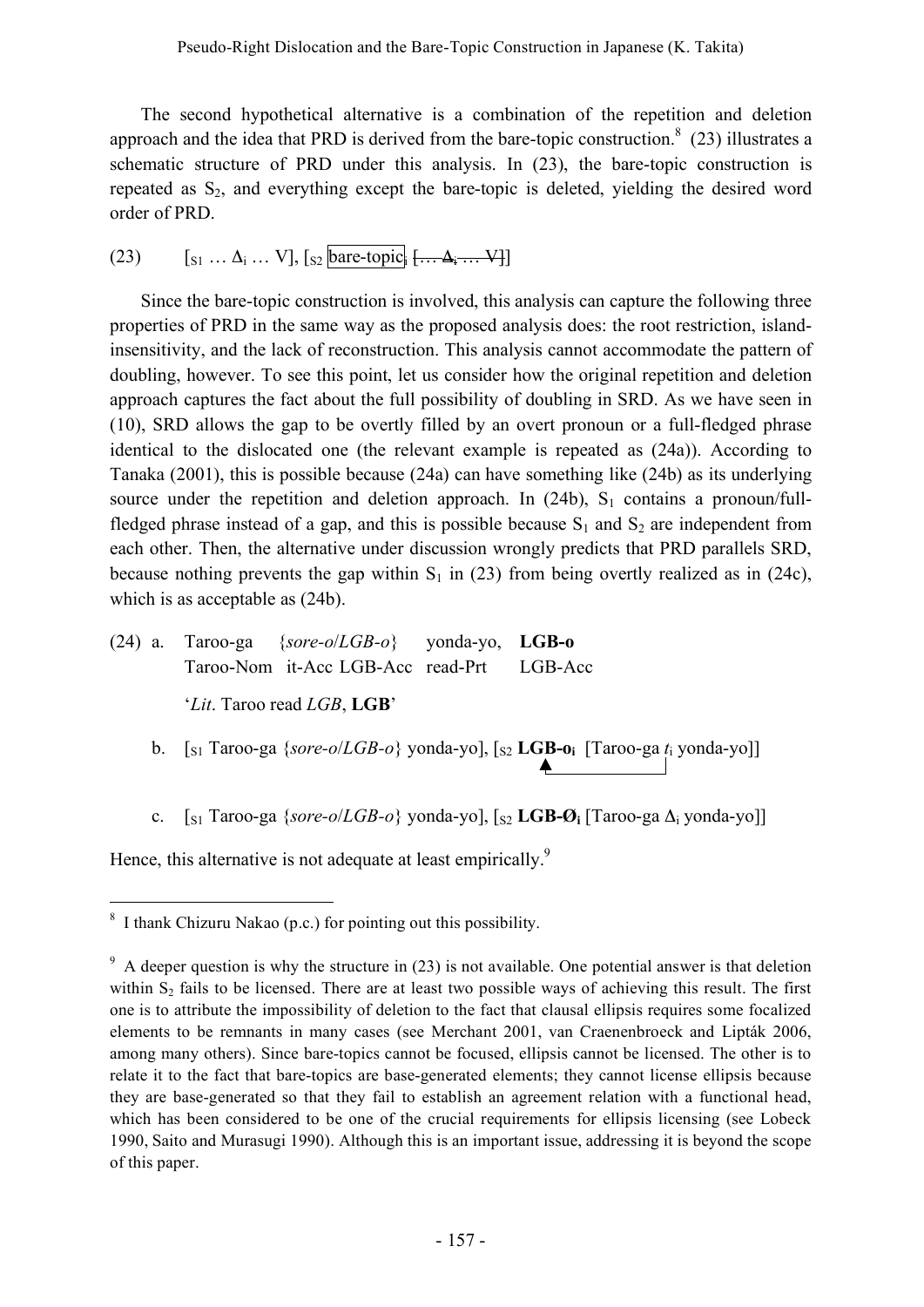The second hypothetical alternative is a combination of the repetition and deletion approach and the idea that PRD is derived from the bare-topic construction.[8] (23) illustrates a schematic structure of PRD under this analysis. In (23), the bare-topic construction is repeated as $S_2$, and everything except the bare-topic is deleted, yielding the desired word order of PRD.

(23) $[_{S1} \ldots \Delta_i \ldots \text{V}]$, $[_{S2}$ $\boxed{\text{bare-topic}}_i$ $\sout{[\ldots \Delta_i \ldots \text{V}]}]$

Since the bare-topic construction is involved, this analysis can capture the following three properties of PRD in the same way as the proposed analysis does: the root restriction, island-insensitivity, and the lack of reconstruction. This analysis cannot accommodate the pattern of doubling, however. To see this point, let us consider how the original repetition and deletion approach captures the fact about the full possibility of doubling in SRD. As we have seen in (10), SRD allows the gap to be overtly filled by an overt pronoun or a full-fledged phrase identical to the dislocated one (the relevant example is repeated as (24a)). According to Tanaka (2001), this is possible because (24a) can have something like (24b) as its underlying source under the repetition and deletion approach. In (24b), $S_1$ contains a pronoun/full-fledged phrase instead of a gap, and this is possible because $S_1$ and $S_2$ are independent from each other. Then, the alternative under discussion wrongly predicts that PRD parallels SRD, because nothing prevents the gap within $S_1$ in (23) from being overtly realized as in (24c), which is as acceptable as (24b).

(24) a. Taroo-ga {*sore-o*/*LGB-o*} yonda-yo, **LGB-o**
Taroo-Nom it-Acc LGB-Acc read-Prt LGB-Acc
'*Lit*. Taroo read *LGB*, **LGB**'

b. $[_{S1}$ Taroo-ga {*sore-o*/*LGB-o*} yonda-yo], $[_{S2}$ **LGB-o**$_i$ [Taroo-ga $t_i$ yonda-yo]]

c. $[_{S1}$ Taroo-ga {*sore-o*/*LGB-o*} yonda-yo], $[_{S2}$ **LGB-Ø**$_i$ [Taroo-ga $\Delta_i$ yonda-yo]]

Hence, this alternative is not adequate at least empirically.[9]

---

[8] I thank Chizuru Nakao (p.c.) for pointing out this possibility.

[9] A deeper question is why the structure in (23) is not available. One potential answer is that deletion within $S_2$ fails to be licensed. There are at least two possible ways of achieving this result. The first one is to attribute the impossibility of deletion to the fact that clausal ellipsis requires some focalized elements to be remnants in many cases (see Merchant 2001, van Craenenbroeck and Lipták 2006, among many others). Since bare-topics cannot be focused, ellipsis cannot be licensed. The other is to relate it to the fact that bare-topics are base-generated elements; they cannot license ellipsis because they are base-generated so that they fail to establish an agreement relation with a functional head, which has been considered to be one of the crucial requirements for ellipsis licensing (see Lobeck 1990, Saito and Murasugi 1990). Although this is an important issue, addressing it is beyond the scope of this paper.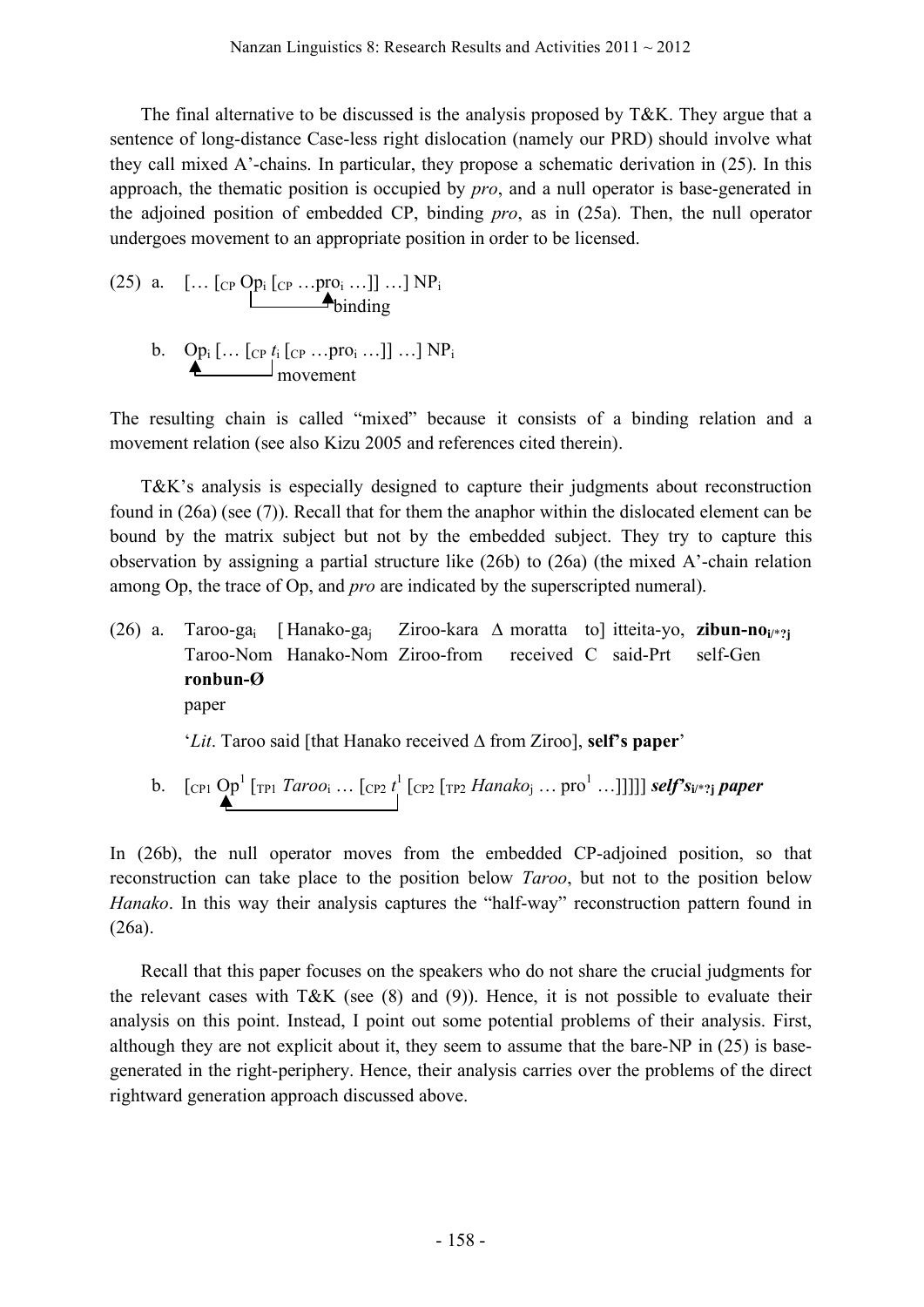The final alternative to be discussed is the analysis proposed by T&K. They argue that a sentence of long-distance Case-less right dislocation (namely our PRD) should involve what they call mixed A'-chains. In particular, they propose a schematic derivation in (25). In this approach, the thematic position is occupied by *pro*, and a null operator is base-generated in the adjoined position of embedded CP, binding *pro*, as in (25a). Then, the null operator undergoes movement to an appropriate position in order to be licensed.

(25) a. [… [$_{CP}$ Op$_i$ [$_{CP}$ …pro$_i$ …]] …] NP$_i$ (binding: Op$_i$ → pro$_i$)

b. Op$_i$ [… [$_{CP}$ $t_i$ [$_{CP}$ …pro$_i$ …]] …] NP$_i$ (movement: $t_i$ → Op$_i$)

The resulting chain is called "mixed" because it consists of a binding relation and a movement relation (see also Kizu 2005 and references cited therein).

T&K's analysis is especially designed to capture their judgments about reconstruction found in (26a) (see (7)). Recall that for them the anaphor within the dislocated element can be bound by the matrix subject but not by the embedded subject. They try to capture this observation by assigning a partial structure like (26b) to (26a) (the mixed A'-chain relation among Op, the trace of Op, and *pro* are indicated by the superscripted numeral).

(26) a. Taroo-ga$_i$ [ Hanako-ga$_j$ Ziroo-kara Δ moratta to] itteita-yo, **zibun-no$_{i/*?j}$ ronbun-Ø**
Taroo-Nom Hanako-Nom Ziroo-from received C said-Prt self-Gen paper

'*Lit*. Taroo said [that Hanako received Δ from Ziroo], **self's paper**'

b. [$_{CP1}$ Op$^1$ [$_{TP1}$ *Taroo*$_i$ … [$_{CP2}$ $t^1$ [$_{CP2}$ [$_{TP2}$ *Hanako*$_j$ … pro$^1$ …]]]]] ***self's$_{i/*?j}$ paper***

In (26b), the null operator moves from the embedded CP-adjoined position, so that reconstruction can take place to the position below *Taroo*, but not to the position below *Hanako*. In this way their analysis captures the "half-way" reconstruction pattern found in (26a).

Recall that this paper focuses on the speakers who do not share the crucial judgments for the relevant cases with T&K (see (8) and (9)). Hence, it is not possible to evaluate their analysis on this point. Instead, I point out some potential problems of their analysis. First, although they are not explicit about it, they seem to assume that the bare-NP in (25) is base-generated in the right-periphery. Hence, their analysis carries over the problems of the direct rightward generation approach discussed above.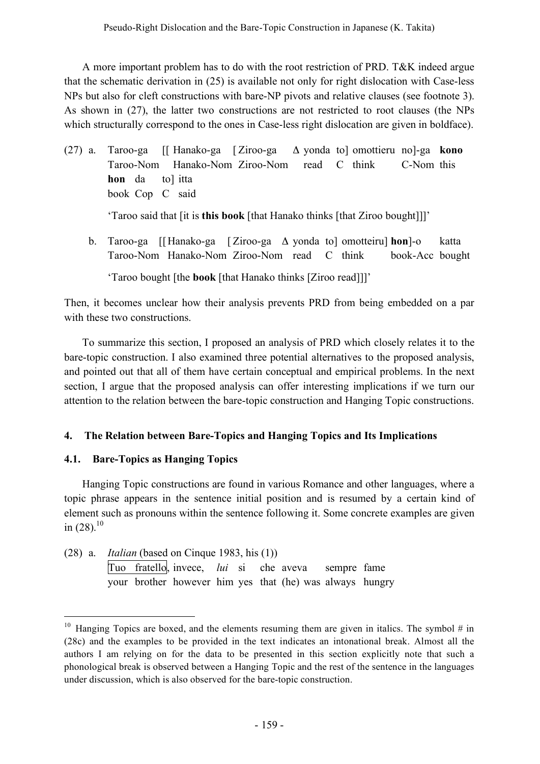A more important problem has to do with the root restriction of PRD. T&K indeed argue that the schematic derivation in (25) is available not only for right dislocation with Case-less NPs but also for cleft constructions with bare-NP pivots and relative clauses (see footnote 3). As shown in (27), the latter two constructions are not restricted to root clauses (the NPs which structurally correspond to the ones in Case-less right dislocation are given in boldface).

(27) a. Taroo-ga [[ Hanako-ga [ Ziroo-ga Δ yonda to] omottieru no]-ga **kono** **hon** da to] itta
Taroo-Nom Hanako-Nom Ziroo-Nom read C think C-Nom this book Cop C said

'Taroo said that [it is **this book** [that Hanako thinks [that Ziroo bought]]]'

b. Taroo-ga [[ Hanako-ga [ Ziroo-ga Δ yonda to] omotteiru] **hon**]-o katta
Taroo-Nom Hanako-Nom Ziroo-Nom read C think book-Acc bought

'Taroo bought [the **book** [that Hanako thinks [Ziroo read]]]'

Then, it becomes unclear how their analysis prevents PRD from being embedded on a par with these two constructions.

To summarize this section, I proposed an analysis of PRD which closely relates it to the bare-topic construction. I also examined three potential alternatives to the proposed analysis, and pointed out that all of them have certain conceptual and empirical problems. In the next section, I argue that the proposed analysis can offer interesting implications if we turn our attention to the relation between the bare-topic construction and Hanging Topic constructions.

## 4. The Relation between Bare-Topics and Hanging Topics and Its Implications

### 4.1. Bare-Topics as Hanging Topics

Hanging Topic constructions are found in various Romance and other languages, where a topic phrase appears in the sentence initial position and is resumed by a certain kind of element such as pronouns within the sentence following it. Some concrete examples are given in (28).[10]

(28) a. *Italian* (based on Cinque 1983, his (1))
[Tuo fratello], invece, *lui* si che aveva sempre fame
your brother however him yes that (he) was always hungry

[10] Hanging Topics are boxed, and the elements resuming them are given in italics. The symbol # in (28c) and the examples to be provided in the text indicates an intonational break. Almost all the authors I am relying on for the data to be presented in this section explicitly note that such a phonological break is observed between a Hanging Topic and the rest of the sentence in the languages under discussion, which is also observed for the bare-topic construction.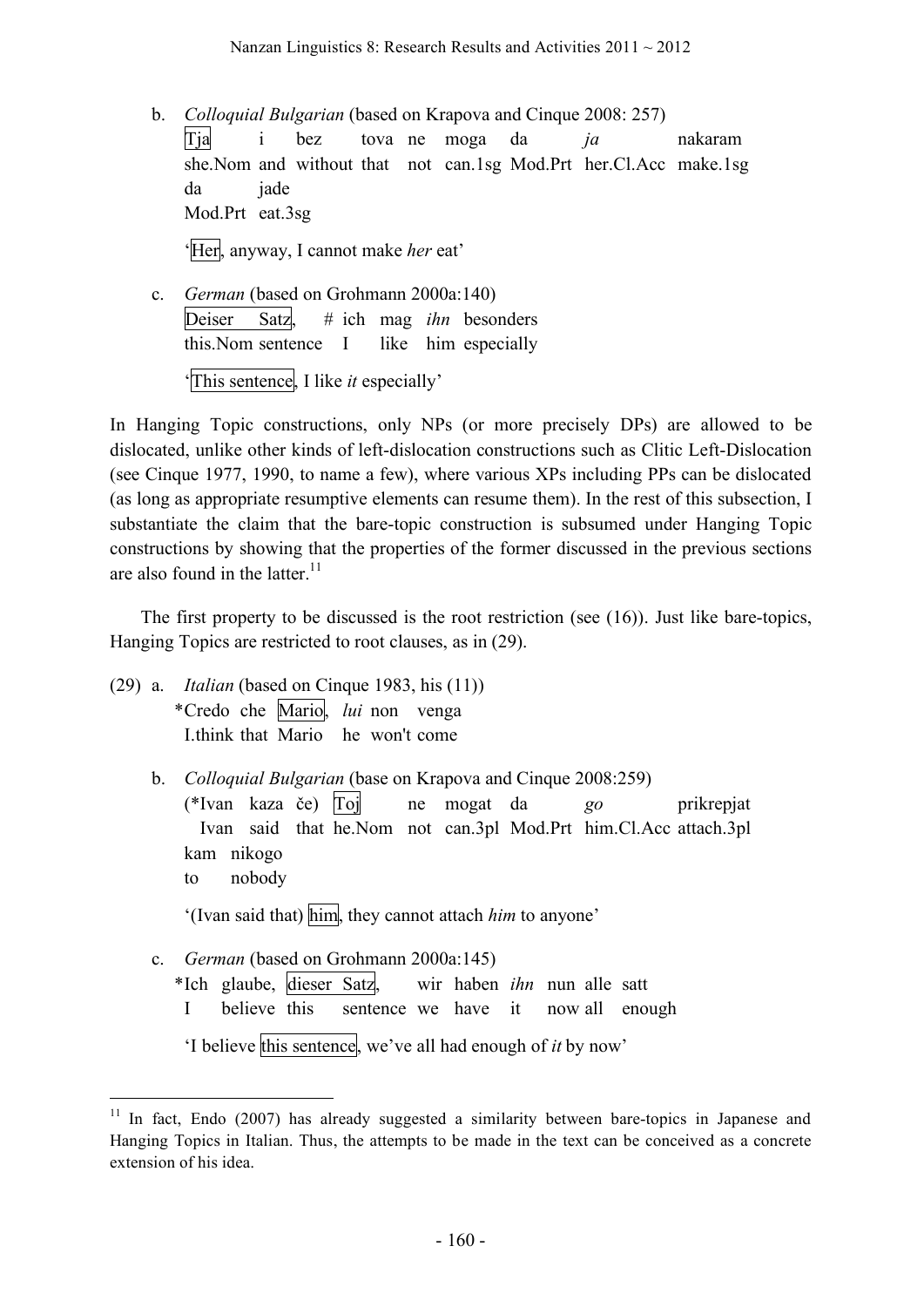b. *Colloquial Bulgarian* (based on Krapova and Cinque 2008: 257)

Tja i bez tova ne moga da *ja* nakaram
she.Nom and without that not can.1sg Mod.Prt her.Cl.Acc make.1sg
da jade
Mod.Prt eat.3sg

'Her, anyway, I cannot make *her* eat'

c. *German* (based on Grohmann 2000a:140)

Deiser Satz, # ich mag *ihn* besonders
this.Nom sentence I like him especially

'This sentence, I like *it* especially'

In Hanging Topic constructions, only NPs (or more precisely DPs) are allowed to be dislocated, unlike other kinds of left-dislocation constructions such as Clitic Left-Dislocation (see Cinque 1977, 1990, to name a few), where various XPs including PPs can be dislocated (as long as appropriate resumptive elements can resume them). In the rest of this subsection, I substantiate the claim that the bare-topic construction is subsumed under Hanging Topic constructions by showing that the properties of the former discussed in the previous sections are also found in the latter.[11]

The first property to be discussed is the root restriction (see (16)). Just like bare-topics, Hanging Topics are restricted to root clauses, as in (29).

(29) a. *Italian* (based on Cinque 1983, his (11))

*Credo che Mario, *lui* non venga
I.think that Mario he won't come

b. *Colloquial Bulgarian* (base on Krapova and Cinque 2008:259)

(*Ivan kaza če) Toj ne mogat da *go* prikrepjat
Ivan said that he.Nom not can.3pl Mod.Prt him.Cl.Acc attach.3pl
kam nikogo
to nobody

'(Ivan said that) him, they cannot attach *him* to anyone'

c. *German* (based on Grohmann 2000a:145)

*Ich glaube, dieser Satz, wir haben *ihn* nun alle satt
I believe this sentence we have it now all enough

'I believe this sentence, we've all had enough of *it* by now'

[11] In fact, Endo (2007) has already suggested a similarity between bare-topics in Japanese and Hanging Topics in Italian. Thus, the attempts to be made in the text can be conceived as a concrete extension of his idea.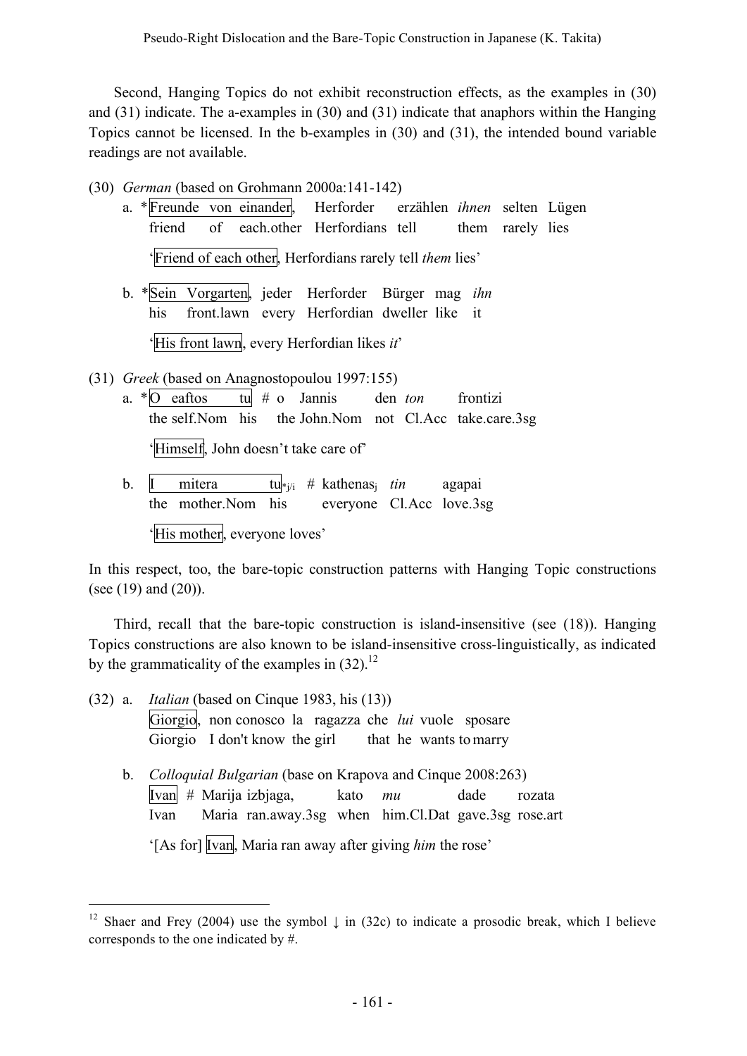Second, Hanging Topics do not exhibit reconstruction effects, as the examples in (30) and (31) indicate. The a-examples in (30) and (31) indicate that anaphors within the Hanging Topics cannot be licensed. In the b-examples in (30) and (31), the intended bound variable readings are not available.

(30) *German* (based on Grohmann 2000a:141-142)

a. \*Freunde von einander, Herforder erzählen *ihnen* selten Lügen
   friend of each.other Herfordians tell them rarely lies

   'Friend of each other, Herfordians rarely tell *them* lies'

b. \*Sein Vorgarten, jeder Herforder Bürger mag *ihn*
   his front.lawn every Herfordian dweller like it

   'His front lawn, every Herfordian likes *it*'

(31) *Greek* (based on Anagnostopoulou 1997:155)

a. \*O eaftos tu # o Jannis den *ton* frontizi
   the self.Nom his the John.Nom not Cl.Acc take.care.3sg

   'Himself, John doesn't take care of'

b. I mitera $tu_{*j/i}$ # $kathenas_j$ *tin* agapai
   the mother.Nom his everyone Cl.Acc love.3sg

   'His mother, everyone loves'

In this respect, too, the bare-topic construction patterns with Hanging Topic constructions (see (19) and (20)).

Third, recall that the bare-topic construction is island-insensitive (see (18)). Hanging Topics constructions are also known to be island-insensitive cross-linguistically, as indicated by the grammaticality of the examples in (32).[12]

(32) a. *Italian* (based on Cinque 1983, his (13))
   Giorgio, non conosco la ragazza che *lui* vuole sposare
   Giorgio I don't know the girl that he wants to marry

b. *Colloquial Bulgarian* (base on Krapova and Cinque 2008:263)
   Ivan # Marija izbjaga, kato *mu* dade rozata
   Ivan Maria ran.away.3sg when him.Cl.Dat gave.3sg rose.art

   '[As for] Ivan, Maria ran away after giving *him* the rose'

---

[12] Shaer and Frey (2004) use the symbol ↓ in (32c) to indicate a prosodic break, which I believe corresponds to the one indicated by #.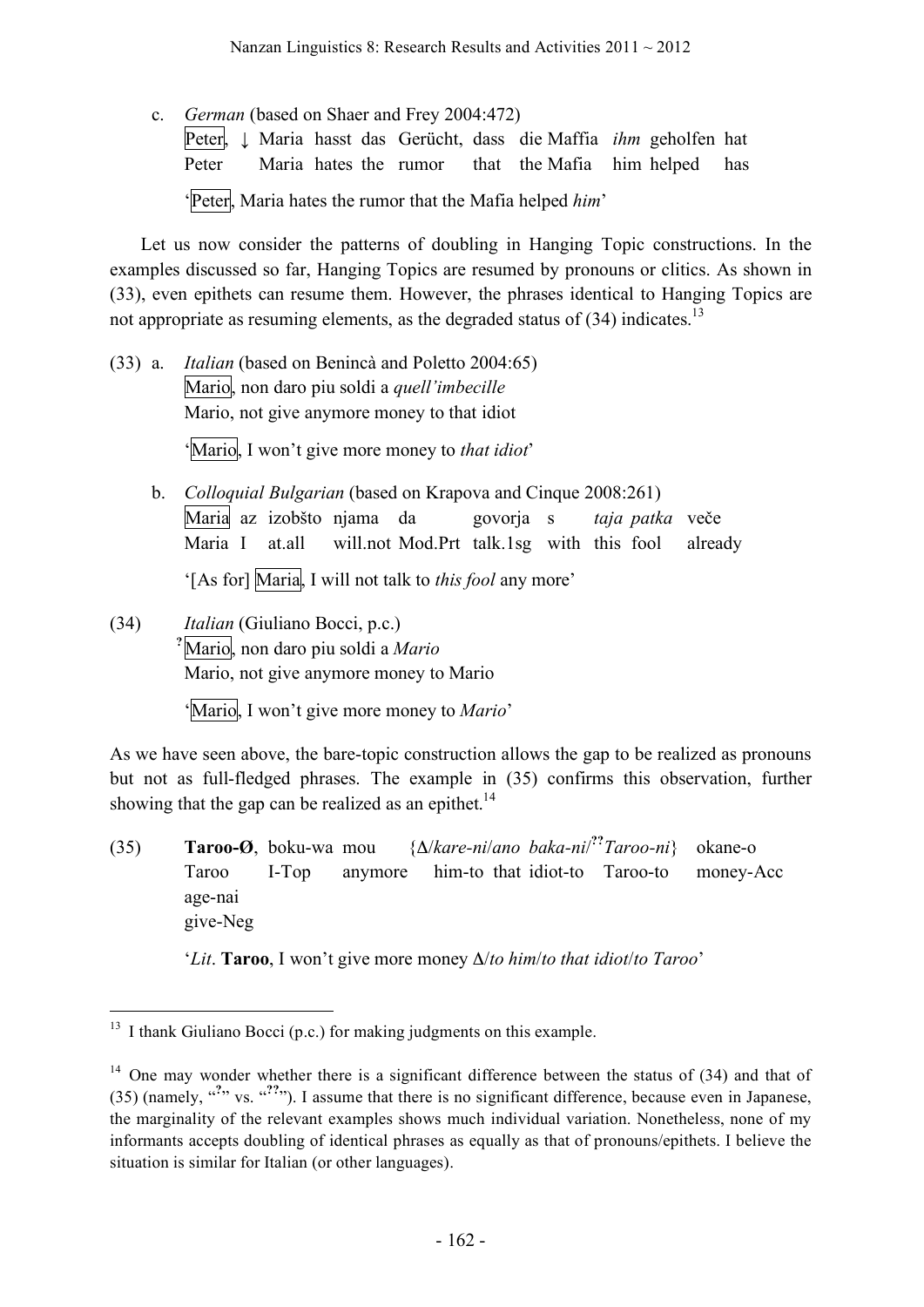c. *German* (based on Shaer and Frey 2004:472)
Peter, ↓ Maria hasst das Gerücht, dass die Maffia *ihm* geholfen hat
Peter Maria hates the rumor that the Mafia him helped has

'Peter, Maria hates the rumor that the Mafia helped *him*'

Let us now consider the patterns of doubling in Hanging Topic constructions. In the examples discussed so far, Hanging Topics are resumed by pronouns or clitics. As shown in (33), even epithets can resume them. However, the phrases identical to Hanging Topics are not appropriate as resuming elements, as the degraded status of (34) indicates.[13]

(33) a. *Italian* (based on Benincà and Poletto 2004:65)
Mario, non daro piu soldi a *quell'imbecille*
Mario, not give anymore money to that idiot

'Mario, I won't give more money to *that idiot*'

b. *Colloquial Bulgarian* (based on Krapova and Cinque 2008:261)
Maria az izobšto njama da govorja s *taja patka* veče
Maria I at.all will.not Mod.Prt talk.1sg with this fool already

'[As for] Maria, I will not talk to *this fool* any more'

(34) *Italian* (Giuliano Bocci, p.c.)
?Mario, non daro piu soldi a *Mario*
Mario, not give anymore money to Mario

'Mario, I won't give more money to *Mario*'

As we have seen above, the bare-topic construction allows the gap to be realized as pronouns but not as full-fledged phrases. The example in (35) confirms this observation, further showing that the gap can be realized as an epithet.[14]

(35) **Taroo-Ø**, boku-wa mou {Δ/*kare-ni*/*ano baka-ni*/??*Taroo-ni*} okane-o age-nai
Taroo I-Top anymore him-to that idiot-to Taroo-to money-Acc give-Neg

'*Lit*. **Taroo**, I won't give more money Δ/*to him*/*to that idiot*/*to Taroo*'

---

[13] I thank Giuliano Bocci (p.c.) for making judgments on this example.

[14] One may wonder whether there is a significant difference between the status of (34) and that of (35) (namely, "?" vs. "??"). I assume that there is no significant difference, because even in Japanese, the marginality of the relevant examples shows much individual variation. Nonetheless, none of my informants accepts doubling of identical phrases as equally as that of pronouns/epithets. I believe the situation is similar for Italian (or other languages).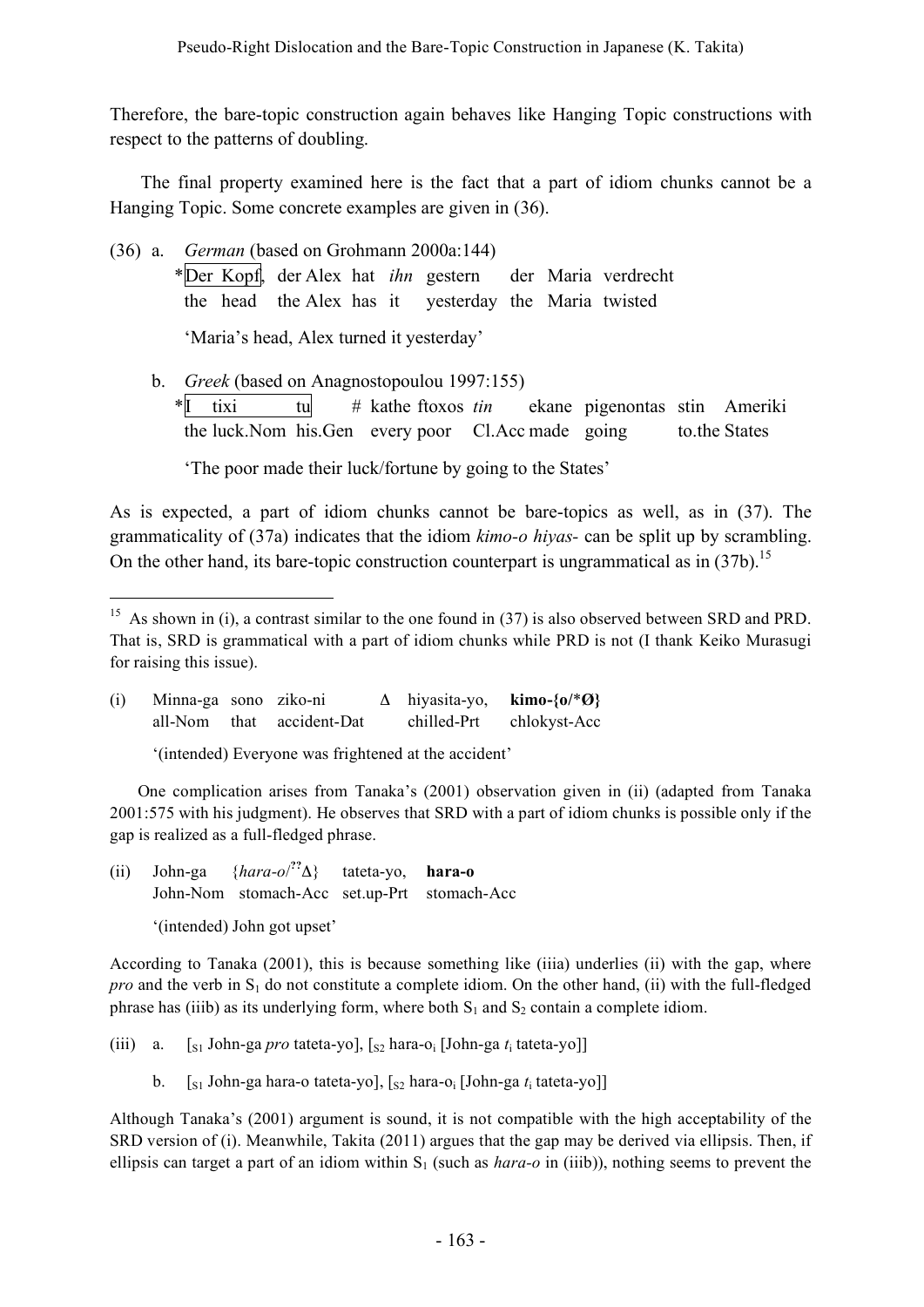Therefore, the bare-topic construction again behaves like Hanging Topic constructions with respect to the patterns of doubling.

The final property examined here is the fact that a part of idiom chunks cannot be a Hanging Topic. Some concrete examples are given in (36).

(36) a. *German* (based on Grohmann 2000a:144)

*Der Kopf, der Alex hat *ihn* gestern der Maria verdrecht
the head the Alex has it yesterday the Maria twisted

'Maria's head, Alex turned it yesterday'

b. *Greek* (based on Anagnostopoulou 1997:155)

*I tixi tu # kathe ftoxos *tin* ekane pigenontas stin Ameriki
the luck.Nom his.Gen every poor Cl.Acc made going to.the States

'The poor made their luck/fortune by going to the States'

As is expected, a part of idiom chunks cannot be bare-topics as well, as in (37). The grammaticality of (37a) indicates that the idiom *kimo-o hiyas-* can be split up by scrambling. On the other hand, its bare-topic construction counterpart is ungrammatical as in (37b).[15]

---

[15] As shown in (i), a contrast similar to the one found in (37) is also observed between SRD and PRD. That is, SRD is grammatical with a part of idiom chunks while PRD is not (I thank Keiko Murasugi for raising this issue).

(i) Minna-ga sono ziko-ni Δ hiyasita-yo, **kimo-{o/*Ø}**
all-Nom that accident-Dat chilled-Prt chlokyst-Acc

'(intended) Everyone was frightened at the accident'

One complication arises from Tanaka's (2001) observation given in (ii) (adapted from Tanaka 2001:575 with his judgment). He observes that SRD with a part of idiom chunks is possible only if the gap is realized as a full-fledged phrase.

(ii) John-ga {*hara-o*/$^{??}$Δ} tateta-yo, **hara-o**
John-Nom stomach-Acc set.up-Prt stomach-Acc

'(intended) John got upset'

According to Tanaka (2001), this is because something like (iiia) underlies (ii) with the gap, where *pro* and the verb in $S_1$ do not constitute a complete idiom. On the other hand, (ii) with the full-fledged phrase has (iiib) as its underlying form, where both $S_1$ and $S_2$ contain a complete idiom.

(iii) a. $[_{S1}$ John-ga *pro* tateta-yo], $[_{S2}$ hara-o$_i$ [John-ga $t_i$ tateta-yo]]

b. $[_{S1}$ John-ga hara-o tateta-yo], $[_{S2}$ hara-o$_i$ [John-ga $t_i$ tateta-yo]]

Although Tanaka's (2001) argument is sound, it is not compatible with the high acceptability of the SRD version of (i). Meanwhile, Takita (2011) argues that the gap may be derived via ellipsis. Then, if ellipsis can target a part of an idiom within $S_1$ (such as *hara-o* in (iiib)), nothing seems to prevent the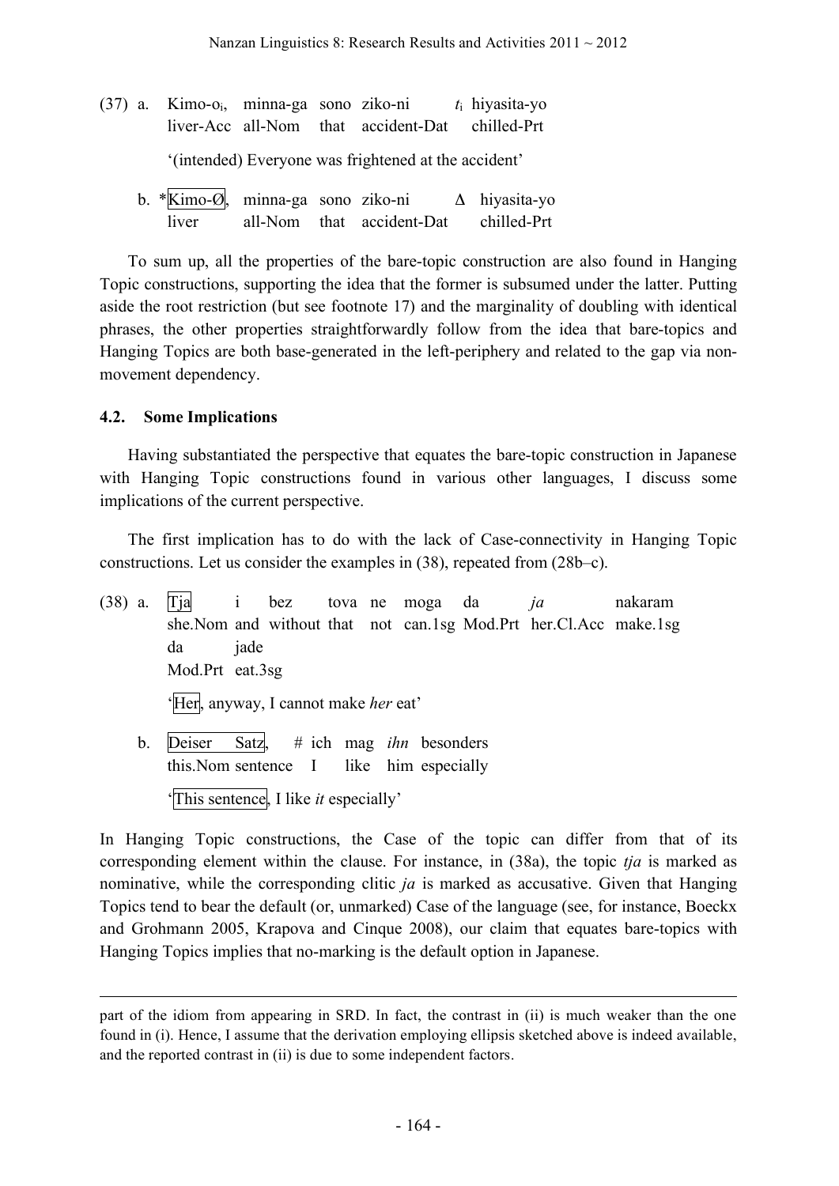(37) a. Kimo-o$_i$, minna-ga sono ziko-ni $t_i$ hiyasita-yo
liver-Acc all-Nom that accident-Dat chilled-Prt

'(intended) Everyone was frightened at the accident'

b. *Kimo-Ø, minna-ga sono ziko-ni Δ hiyasita-yo
liver all-Nom that accident-Dat chilled-Prt

To sum up, all the properties of the bare-topic construction are also found in Hanging Topic constructions, supporting the idea that the former is subsumed under the latter. Putting aside the root restriction (but see footnote 17) and the marginality of doubling with identical phrases, the other properties straightforwardly follow from the idea that bare-topics and Hanging Topics are both base-generated in the left-periphery and related to the gap via non-movement dependency.

### 4.2. Some Implications

Having substantiated the perspective that equates the bare-topic construction in Japanese with Hanging Topic constructions found in various other languages, I discuss some implications of the current perspective.

The first implication has to do with the lack of Case-connectivity in Hanging Topic constructions. Let us consider the examples in (38), repeated from (28b–c).

(38) a. Tja i bez tova ne moga da *ja* nakaram
she.Nom and without that not can.1sg Mod.Prt her.Cl.Acc make.1sg
da jade
Mod.Prt eat.3sg

'Her, anyway, I cannot make *her* eat'

b. Deiser Satz, # ich mag *ihn* besonders
this.Nom sentence I like him especially

'This sentence, I like *it* especially'

In Hanging Topic constructions, the Case of the topic can differ from that of its corresponding element within the clause. For instance, in (38a), the topic *tja* is marked as nominative, while the corresponding clitic *ja* is marked as accusative. Given that Hanging Topics tend to bear the default (or, unmarked) Case of the language (see, for instance, Boeckx and Grohmann 2005, Krapova and Cinque 2008), our claim that equates bare-topics with Hanging Topics implies that no-marking is the default option in Japanese.

---

part of the idiom from appearing in SRD. In fact, the contrast in (ii) is much weaker than the one found in (i). Hence, I assume that the derivation employing ellipsis sketched above is indeed available, and the reported contrast in (ii) is due to some independent factors.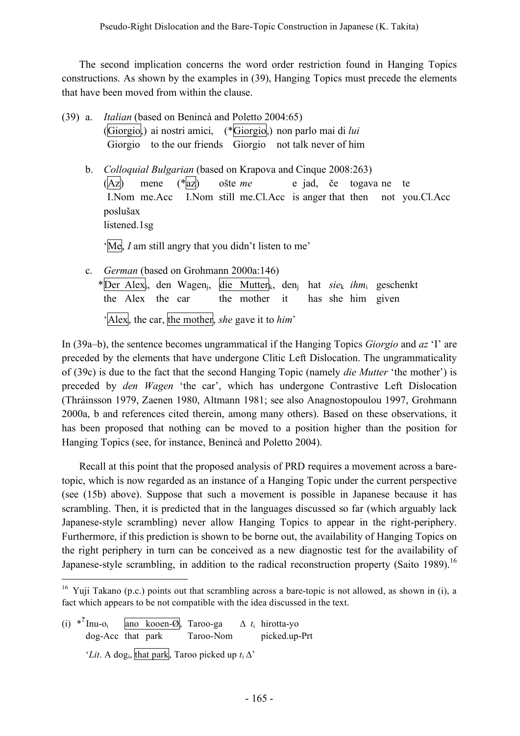The second implication concerns the word order restriction found in Hanging Topics constructions. As shown by the examples in (39), Hanging Topics must precede the elements that have been moved from within the clause.

(39) a. *Italian* (based on Benincà and Poletto 2004:65)
  (Giorgio,) ai nostri amici, (*Giorgio,) non parlo mai di *lui*
  Giorgio to the our friends Giorgio not talk never of him

b. *Colloquial Bulgarian* (based on Krapova and Cinque 2008:263)
  (Az) mene (*az) ošte *me* e jad, če togava ne te poslušax
  I.Nom me.Acc I.Nom still me.Cl.Acc is anger that then not you.Cl.Acc listened.1sg

  'Me, *I* am still angry that you didn't listen to me'

c. *German* (based on Grohmann 2000a:146)
  *Der $\text{Alex}_i$, den $\text{Wagen}_j$, die $\text{Mutter}_k$, $\text{den}_j$ hat $sie_k$ $ihm_i$ geschenkt
  the Alex the car the mother it has she him given

  'Alex, the car, the mother, *she* gave it to *him*'

In (39a–b), the sentence becomes ungrammatical if the Hanging Topics *Giorgio* and *az* 'I' are preceded by the elements that have undergone Clitic Left Dislocation. The ungrammaticality of (39c) is due to the fact that the second Hanging Topic (namely *die Mutter* 'the mother') is preceded by *den Wagen* 'the car', which has undergone Contrastive Left Dislocation (Thráinsson 1979, Zaenen 1980, Altmann 1981; see also Anagnostopoulou 1997, Grohmann 2000a, b and references cited therein, among many others). Based on these observations, it has been proposed that nothing can be moved to a position higher than the position for Hanging Topics (see, for instance, Benincà and Poletto 2004).

Recall at this point that the proposed analysis of PRD requires a movement across a bare-topic, which is now regarded as an instance of a Hanging Topic under the current perspective (see (15b) above). Suppose that such a movement is possible in Japanese because it has scrambling. Then, it is predicted that in the languages discussed so far (which arguably lack Japanese-style scrambling) never allow Hanging Topics to appear in the right-periphery. Furthermore, if this prediction is shown to be borne out, the availability of Hanging Topics on the right periphery in turn can be conceived as a new diagnostic test for the availability of Japanese-style scrambling, in addition to the radical reconstruction property (Saito 1989).[16]

---

[16] Yuji Takano (p.c.) points out that scrambling across a bare-topic is not allowed, as shown in (i), a fact which appears to be not compatible with the idea discussed in the text.

(i) *? $\text{Inu-o}_i$ ano kooen-Ø, Taroo-ga Δ $t_i$ hirotta-yo
  dog-Acc that park Taroo-Nom picked.up-Prt

  '*Lit*. A $\text{dog}_i$, that park, Taroo picked up $t_i$ Δ'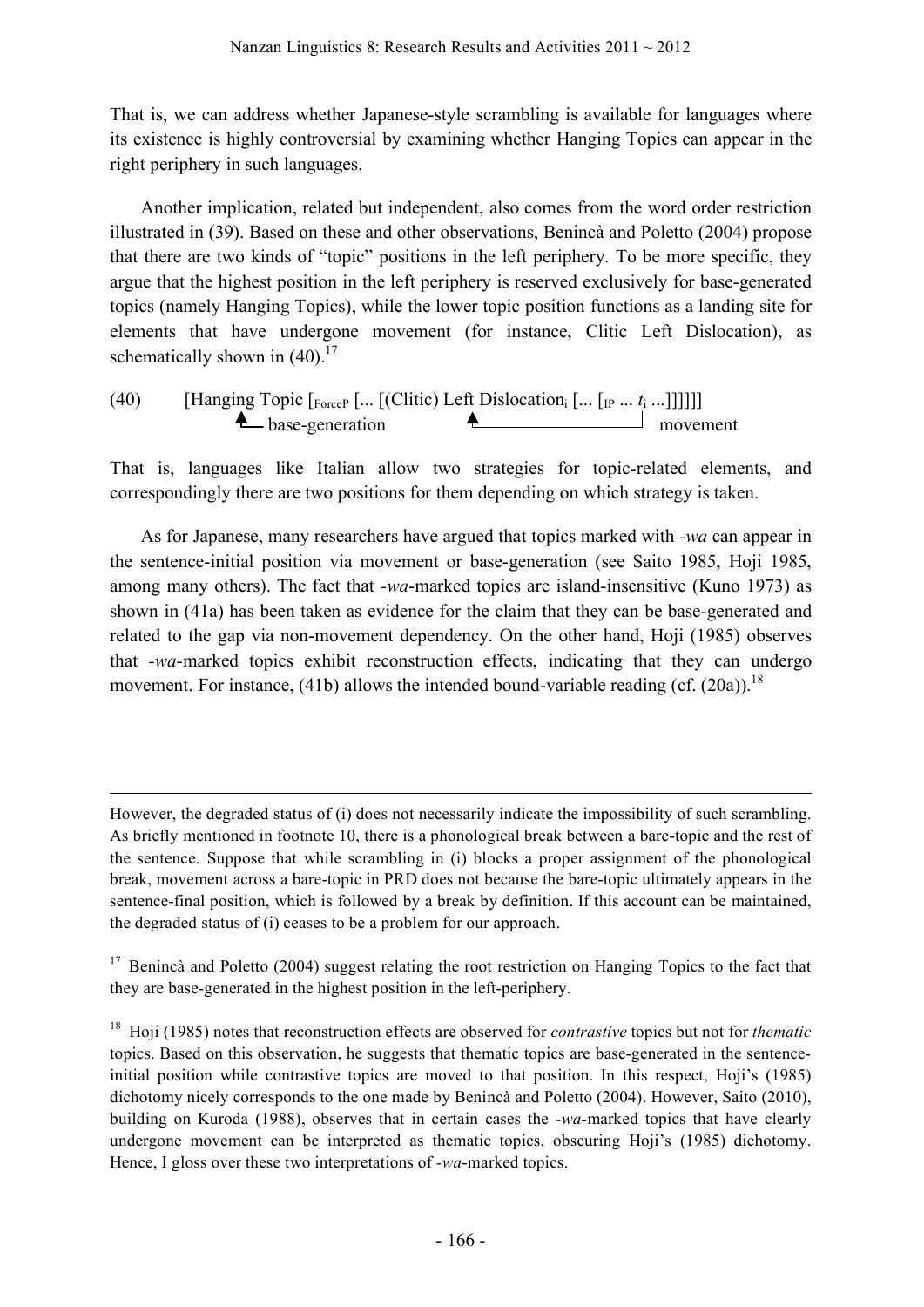That is, we can address whether Japanese-style scrambling is available for languages where its existence is highly controversial by examining whether Hanging Topics can appear in the right periphery in such languages.

Another implication, related but independent, also comes from the word order restriction illustrated in (39). Based on these and other observations, Benincà and Poletto (2004) propose that there are two kinds of "topic" positions in the left periphery. To be more specific, they argue that the highest position in the left periphery is reserved exclusively for base-generated topics (namely Hanging Topics), while the lower topic position functions as a landing site for elements that have undergone movement (for instance, Clitic Left Dislocation), as schematically shown in (40).[17]

(40) [Hanging Topic [$_{\text{ForceP}}$ [... [(Clitic) Left Dislocation$_i$ [... [$_{\text{IP}}$ ... $t_i$ ...]]]]]]
base-generation movement

That is, languages like Italian allow two strategies for topic-related elements, and correspondingly there are two positions for them depending on which strategy is taken.

As for Japanese, many researchers have argued that topics marked with *-wa* can appear in the sentence-initial position via movement or base-generation (see Saito 1985, Hoji 1985, among many others). The fact that *-wa*-marked topics are island-insensitive (Kuno 1973) as shown in (41a) has been taken as evidence for the claim that they can be base-generated and related to the gap via non-movement dependency. On the other hand, Hoji (1985) observes that *-wa*-marked topics exhibit reconstruction effects, indicating that they can undergo movement. For instance, (41b) allows the intended bound-variable reading (cf. (20a)).[18]

---

However, the degraded status of (i) does not necessarily indicate the impossibility of such scrambling. As briefly mentioned in footnote 10, there is a phonological break between a bare-topic and the rest of the sentence. Suppose that while scrambling in (i) blocks a proper assignment of the phonological break, movement across a bare-topic in PRD does not because the bare-topic ultimately appears in the sentence-final position, which is followed by a break by definition. If this account can be maintained, the degraded status of (i) ceases to be a problem for our approach.

[17] Benincà and Poletto (2004) suggest relating the root restriction on Hanging Topics to the fact that they are base-generated in the highest position in the left-periphery.

[18] Hoji (1985) notes that reconstruction effects are observed for *contrastive* topics but not for *thematic* topics. Based on this observation, he suggests that thematic topics are base-generated in the sentence-initial position while contrastive topics are moved to that position. In this respect, Hoji's (1985) dichotomy nicely corresponds to the one made by Benincà and Poletto (2004). However, Saito (2010), building on Kuroda (1988), observes that in certain cases the *-wa*-marked topics that have clearly undergone movement can be interpreted as thematic topics, obscuring Hoji's (1985) dichotomy. Hence, I gloss over these two interpretations of *-wa*-marked topics.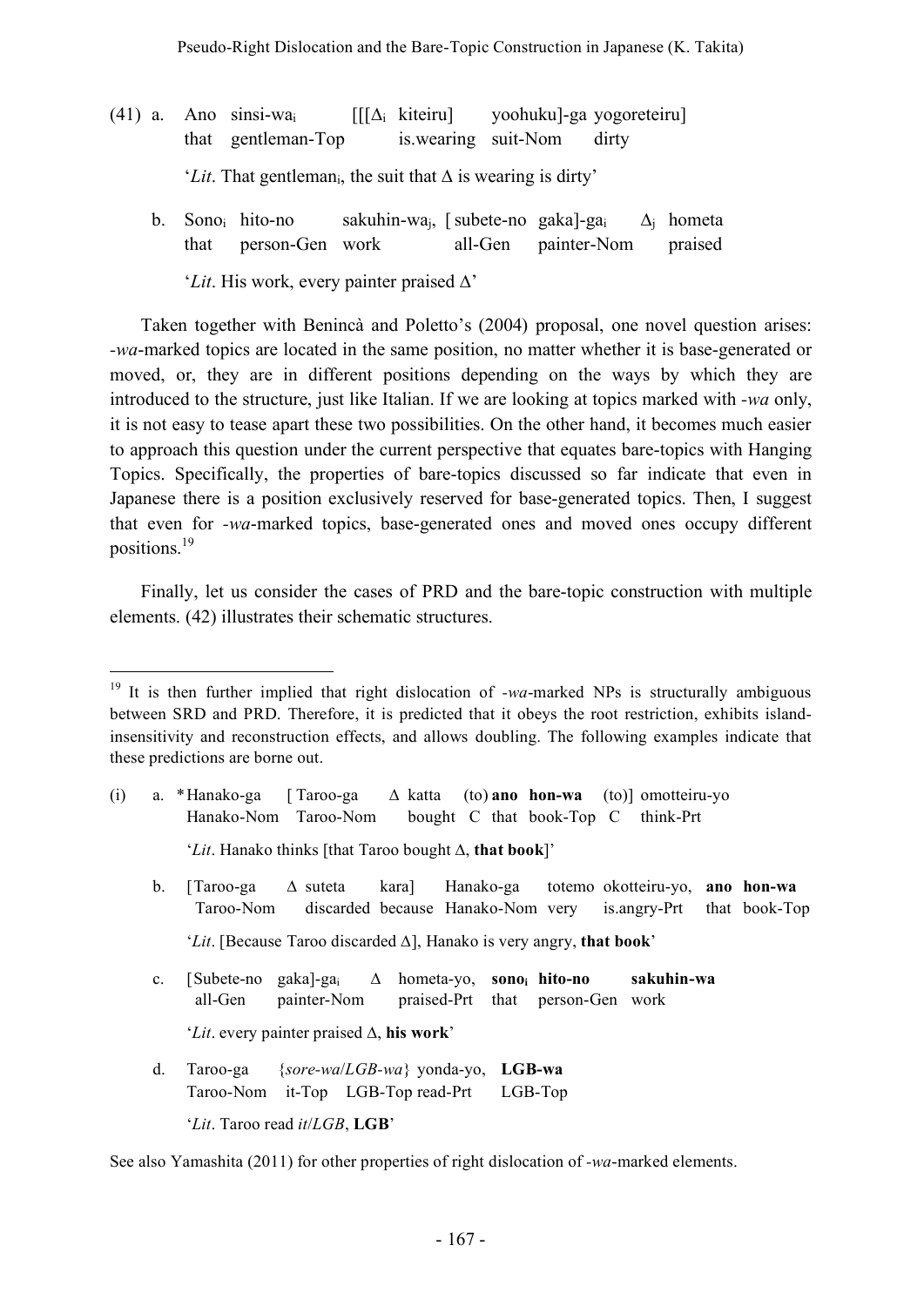(41) a. Ano sinsi-wa$_i$ [[[Δ$_i$ kiteiru] yoohuku]-ga yogoreteiru]
    that gentleman-Top is.wearing suit-Nom dirty

    '*Lit*. That gentleman$_i$, the suit that Δ is wearing is dirty'

  b. Sono$_i$ hito-no sakuhin-wa$_j$, [ subete-no gaka]-ga$_i$ Δ$_j$ hometa
    that person-Gen work all-Gen painter-Nom praised

    '*Lit*. His work, every painter praised Δ'

Taken together with Benincà and Poletto's (2004) proposal, one novel question arises: *-wa*-marked topics are located in the same position, no matter whether it is base-generated or moved, or, they are in different positions depending on the ways by which they are introduced to the structure, just like Italian. If we are looking at topics marked with *-wa* only, it is not easy to tease apart these two possibilities. On the other hand, it becomes much easier to approach this question under the current perspective that equates bare-topics with Hanging Topics. Specifically, the properties of bare-topics discussed so far indicate that even in Japanese there is a position exclusively reserved for base-generated topics. Then, I suggest that even for *-wa*-marked topics, base-generated ones and moved ones occupy different positions.[19]

Finally, let us consider the cases of PRD and the bare-topic construction with multiple elements. (42) illustrates their schematic structures.

---

[19] It is then further implied that right dislocation of *-wa*-marked NPs is structurally ambiguous between SRD and PRD. Therefore, it is predicted that it obeys the root restriction, exhibits island-insensitivity and reconstruction effects, and allows doubling. The following examples indicate that these predictions are borne out.

(i) a. *Hanako-ga [ Taroo-ga Δ katta (to) **ano hon-wa** (to)] omotteiru-yo
    Hanako-Nom Taroo-Nom bought C that book-Top C think-Prt

    '*Lit*. Hanako thinks [that Taroo bought Δ, **that book**]'

  b. [Taroo-ga Δ suteta kara] Hanako-ga totemo okotteiru-yo, **ano hon-wa**
    Taroo-Nom discarded because Hanako-Nom very is.angry-Prt that book-Top

    '*Lit*. [Because Taroo discarded Δ], Hanako is very angry, **that book**'

  c. [Subete-no gaka]-ga$_i$ Δ hometa-yo, **sono$_i$ hito-no sakuhin-wa**
    all-Gen painter-Nom praised-Prt that person-Gen work

    '*Lit*. every painter praised Δ, **his work**'

  d. Taroo-ga {*sore-wa*/*LGB-wa*} yonda-yo, **LGB-wa**
    Taroo-Nom it-Top LGB-Top read-Prt LGB-Top

    '*Lit*. Taroo read *it*/*LGB*, **LGB**'

See also Yamashita (2011) for other properties of right dislocation of *-wa*-marked elements.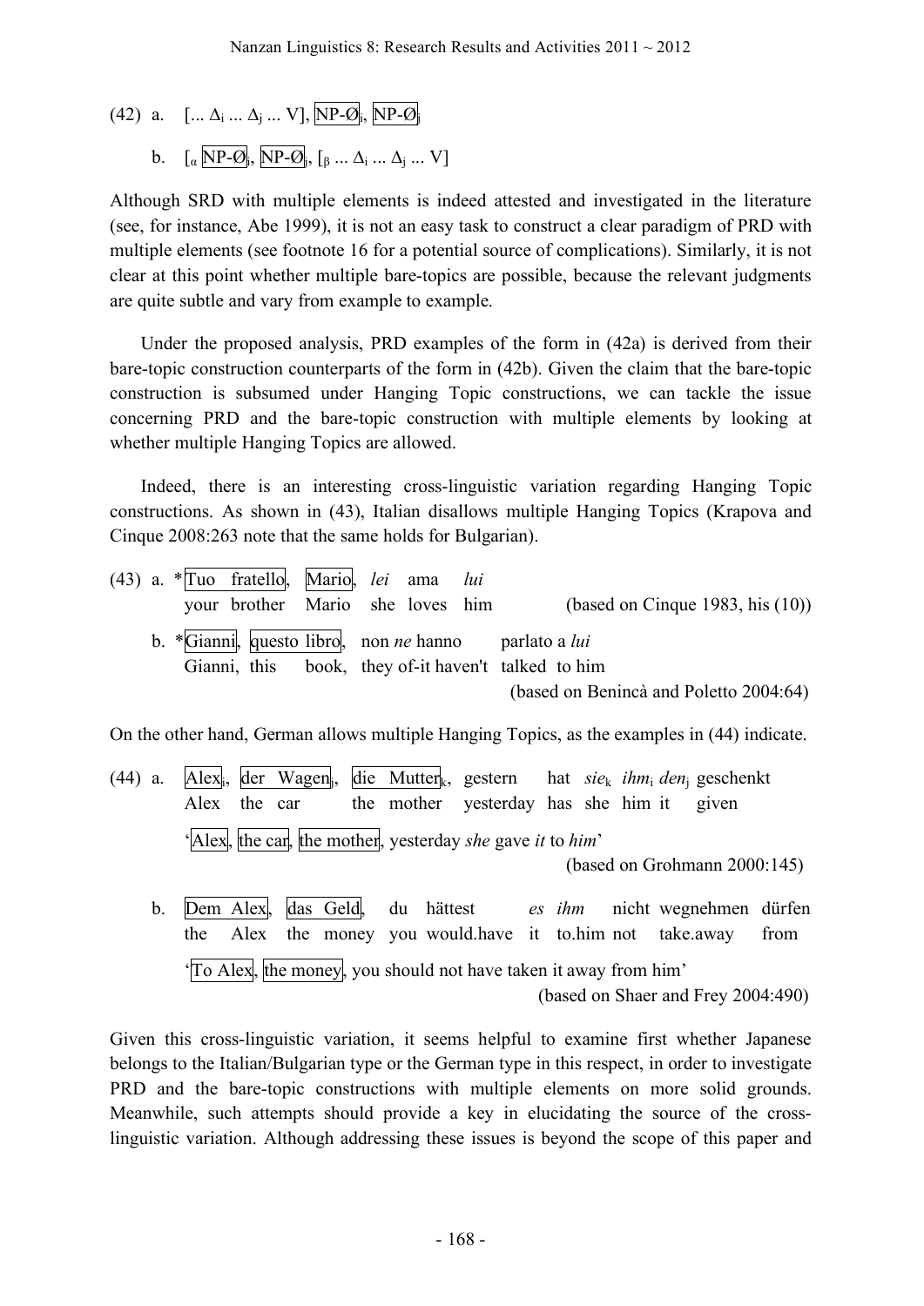(42) a. [... $\Delta_i$ ... $\Delta_j$ ... V], NP-Ø$_i$, NP-Ø$_j$

b. [$_\alpha$ NP-Ø$_i$, NP-Ø$_j$, [$_\beta$ ... $\Delta_i$ ... $\Delta_j$ ... V]

Although SRD with multiple elements is indeed attested and investigated in the literature (see, for instance, Abe 1999), it is not an easy task to construct a clear paradigm of PRD with multiple elements (see footnote 16 for a potential source of complications). Similarly, it is not clear at this point whether multiple bare-topics are possible, because the relevant judgments are quite subtle and vary from example to example.

Under the proposed analysis, PRD examples of the form in (42a) is derived from their bare-topic construction counterparts of the form in (42b). Given the claim that the bare-topic construction is subsumed under Hanging Topic constructions, we can tackle the issue concerning PRD and the bare-topic construction with multiple elements by looking at whether multiple Hanging Topics are allowed.

Indeed, there is an interesting cross-linguistic variation regarding Hanging Topic constructions. As shown in (43), Italian disallows multiple Hanging Topics (Krapova and Cinque 2008:263 note that the same holds for Bulgarian).

(43) a. *Tuo fratello, Mario, *lei* ama *lui*
your brother Mario she loves him (based on Cinque 1983, his (10))

b. *Gianni, questo libro, non *ne* hanno parlato a *lui*
Gianni, this book, they of-it haven't talked to him
(based on Benincà and Poletto 2004:64)

On the other hand, German allows multiple Hanging Topics, as the examples in (44) indicate.

(44) a. Alex$_i$, der Wagen$_j$, die Mutter$_k$, gestern hat *sie*$_k$ *ihm*$_i$ *den*$_j$ geschenkt
Alex the car the mother yesterday has she him it given

'Alex, the car, the mother, yesterday *she* gave *it* to *him*'
(based on Grohmann 2000:145)

b. Dem Alex, das Geld, du hättest *es ihm* nicht wegnehmen dürfen
the Alex the money you would.have it to.him not take.away from

'To Alex, the money, you should not have taken it away from him'
(based on Shaer and Frey 2004:490)

Given this cross-linguistic variation, it seems helpful to examine first whether Japanese belongs to the Italian/Bulgarian type or the German type in this respect, in order to investigate PRD and the bare-topic constructions with multiple elements on more solid grounds. Meanwhile, such attempts should provide a key in elucidating the source of the cross-linguistic variation. Although addressing these issues is beyond the scope of this paper and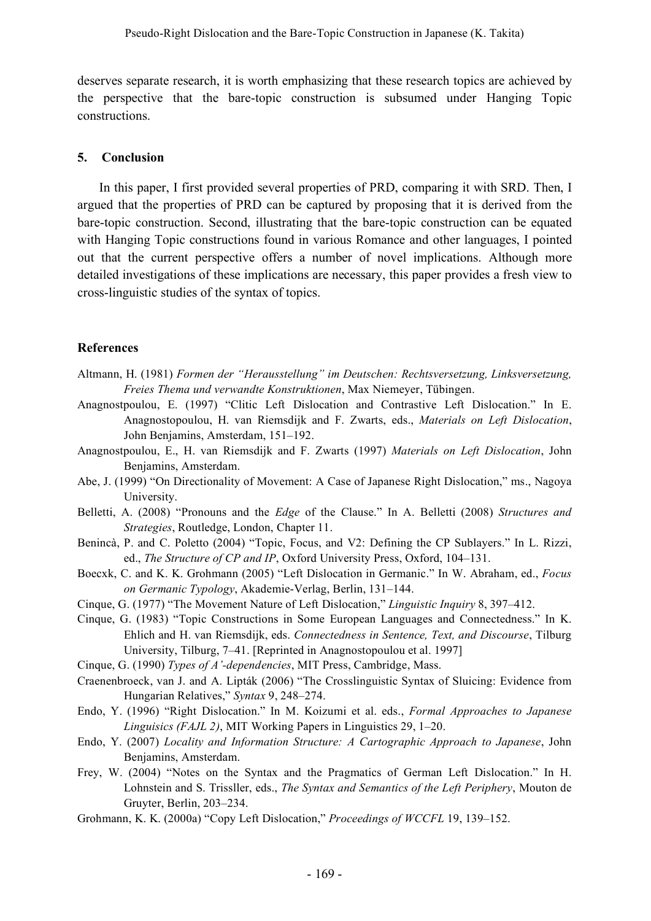deserves separate research, it is worth emphasizing that these research topics are achieved by the perspective that the bare-topic construction is subsumed under Hanging Topic constructions.

## 5. Conclusion

In this paper, I first provided several properties of PRD, comparing it with SRD. Then, I argued that the properties of PRD can be captured by proposing that it is derived from the bare-topic construction. Second, illustrating that the bare-topic construction can be equated with Hanging Topic constructions found in various Romance and other languages, I pointed out that the current perspective offers a number of novel implications. Although more detailed investigations of these implications are necessary, this paper provides a fresh view to cross-linguistic studies of the syntax of topics.

## References

Altmann, H. (1981) *Formen der "Herausstellung" im Deutschen: Rechtsversetzung, Linksversetzung, Freies Thema und verwandte Konstruktionen*, Max Niemeyer, Tübingen.

Anagnostpoulou, E. (1997) "Clitic Left Dislocation and Contrastive Left Dislocation." In E. Anagnostopoulou, H. van Riemsdijk and F. Zwarts, eds., *Materials on Left Dislocation*, John Benjamins, Amsterdam, 151–192.

Anagnostpoulou, E., H. van Riemsdijk and F. Zwarts (1997) *Materials on Left Dislocation*, John Benjamins, Amsterdam.

Abe, J. (1999) "On Directionality of Movement: A Case of Japanese Right Dislocation," ms., Nagoya University.

Belletti, A. (2008) "Pronouns and the *Edge* of the Clause." In A. Belletti (2008) *Structures and Strategies*, Routledge, London, Chapter 11.

Benincà, P. and C. Poletto (2004) "Topic, Focus, and V2: Defining the CP Sublayers." In L. Rizzi, ed., *The Structure of CP and IP*, Oxford University Press, Oxford, 104–131.

Boecxk, C. and K. K. Grohmann (2005) "Left Dislocation in Germanic." In W. Abraham, ed., *Focus on Germanic Typology*, Akademie-Verlag, Berlin, 131–144.

Cinque, G. (1977) "The Movement Nature of Left Dislocation," *Linguistic Inquiry* 8, 397–412.

Cinque, G. (1983) "Topic Constructions in Some European Languages and Connectedness." In K. Ehlich and H. van Riemsdijk, eds. *Connectedness in Sentence, Text, and Discourse*, Tilburg University, Tilburg, 7–41. [Reprinted in Anagnostopoulou et al. 1997]

Cinque, G. (1990) *Types of A'-dependencies*, MIT Press, Cambridge, Mass.

Craenenbroeck, van J. and A. Lipták (2006) "The Crosslinguistic Syntax of Sluicing: Evidence from Hungarian Relatives," *Syntax* 9, 248–274.

Endo, Y. (1996) "Right Dislocation." In M. Koizumi et al. eds., *Formal Approaches to Japanese Linguisics (FAJL 2)*, MIT Working Papers in Linguistics 29, 1–20.

Endo, Y. (2007) *Locality and Information Structure: A Cartographic Approach to Japanese*, John Benjamins, Amsterdam.

Frey, W. (2004) "Notes on the Syntax and the Pragmatics of German Left Dislocation." In H. Lohnstein and S. Trissller, eds., *The Syntax and Semantics of the Left Periphery*, Mouton de Gruyter, Berlin, 203–234.

Grohmann, K. K. (2000a) "Copy Left Dislocation," *Proceedings of WCCFL* 19, 139–152.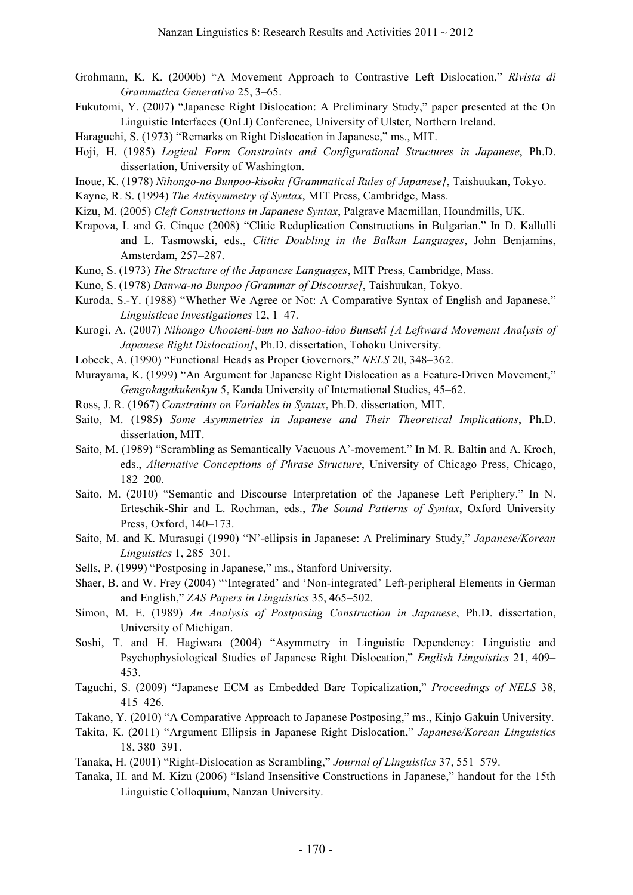Grohmann, K. K. (2000b) "A Movement Approach to Contrastive Left Dislocation," *Rivista di Grammatica Generativa* 25, 3–65.

Fukutomi, Y. (2007) "Japanese Right Dislocation: A Preliminary Study," paper presented at the On Linguistic Interfaces (OnLI) Conference, University of Ulster, Northern Ireland.

Haraguchi, S. (1973) "Remarks on Right Dislocation in Japanese," ms., MIT.

Hoji, H. (1985) *Logical Form Constraints and Configurational Structures in Japanese*, Ph.D. dissertation, University of Washington.

Inoue, K. (1978) *Nihongo-no Bunpoo-kisoku [Grammatical Rules of Japanese]*, Taishuukan, Tokyo.

Kayne, R. S. (1994) *The Antisymmetry of Syntax*, MIT Press, Cambridge, Mass.

Kizu, M. (2005) *Cleft Constructions in Japanese Syntax*, Palgrave Macmillan, Houndmills, UK.

Krapova, I. and G. Cinque (2008) "Clitic Reduplication Constructions in Bulgarian." In D. Kallulli and L. Tasmowski, eds., *Clitic Doubling in the Balkan Languages*, John Benjamins, Amsterdam, 257–287.

Kuno, S. (1973) *The Structure of the Japanese Languages*, MIT Press, Cambridge, Mass.

Kuno, S. (1978) *Danwa-no Bunpoo [Grammar of Discourse]*, Taishuukan, Tokyo.

Kuroda, S.-Y. (1988) "Whether We Agree or Not: A Comparative Syntax of English and Japanese," *Linguisticae Investigationes* 12, 1–47.

Kurogi, A. (2007) *Nihongo Uhooteni-bun no Sahoo-idoo Bunseki [A Leftward Movement Analysis of Japanese Right Dislocation]*, Ph.D. dissertation, Tohoku University.

Lobeck, A. (1990) "Functional Heads as Proper Governors," *NELS* 20, 348–362.

Murayama, K. (1999) "An Argument for Japanese Right Dislocation as a Feature-Driven Movement," *Gengokagakukenkyu* 5, Kanda University of International Studies, 45–62.

Ross, J. R. (1967) *Constraints on Variables in Syntax*, Ph.D. dissertation, MIT.

Saito, M. (1985) *Some Asymmetries in Japanese and Their Theoretical Implications*, Ph.D. dissertation, MIT.

Saito, M. (1989) "Scrambling as Semantically Vacuous A'-movement." In M. R. Baltin and A. Kroch, eds., *Alternative Conceptions of Phrase Structure*, University of Chicago Press, Chicago, 182–200.

Saito, M. (2010) "Semantic and Discourse Interpretation of the Japanese Left Periphery." In N. Erteschik-Shir and L. Rochman, eds., *The Sound Patterns of Syntax*, Oxford University Press, Oxford, 140–173.

Saito, M. and K. Murasugi (1990) "N'-ellipsis in Japanese: A Preliminary Study," *Japanese/Korean Linguistics* 1, 285–301.

Sells, P. (1999) "Postposing in Japanese," ms., Stanford University.

Shaer, B. and W. Frey (2004) "'Integrated' and 'Non-integrated' Left-peripheral Elements in German and English," *ZAS Papers in Linguistics* 35, 465–502.

Simon, M. E. (1989) *An Analysis of Postposing Construction in Japanese*, Ph.D. dissertation, University of Michigan.

Soshi, T. and H. Hagiwara (2004) "Asymmetry in Linguistic Dependency: Linguistic and Psychophysiological Studies of Japanese Right Dislocation," *English Linguistics* 21, 409–453.

Taguchi, S. (2009) "Japanese ECM as Embedded Bare Topicalization," *Proceedings of NELS* 38, 415–426.

Takano, Y. (2010) "A Comparative Approach to Japanese Postposing," ms., Kinjo Gakuin University.

Takita, K. (2011) "Argument Ellipsis in Japanese Right Dislocation," *Japanese/Korean Linguistics* 18, 380–391.

Tanaka, H. (2001) "Right-Dislocation as Scrambling," *Journal of Linguistics* 37, 551–579.

Tanaka, H. and M. Kizu (2006) "Island Insensitive Constructions in Japanese," handout for the 15th Linguistic Colloquium, Nanzan University.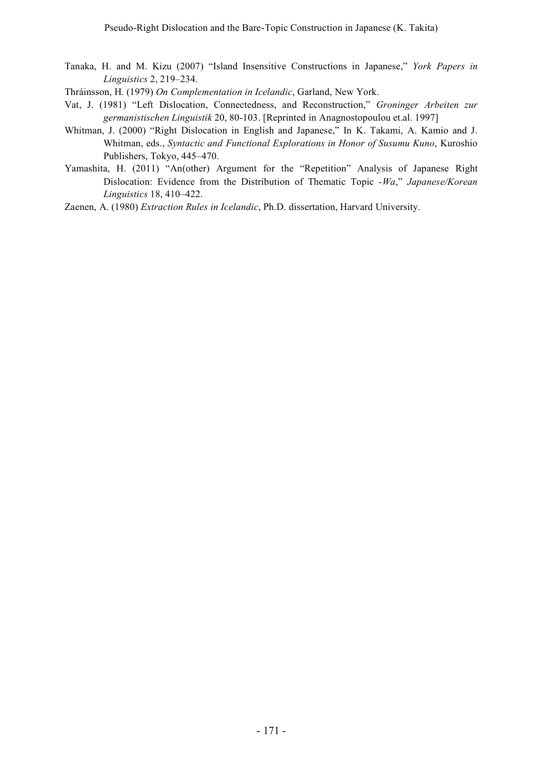Tanaka, H. and M. Kizu (2007) "Island Insensitive Constructions in Japanese," *York Papers in Linguistics* 2, 219–234.

Thráinsson, H. (1979) *On Complementation in Icelandic*, Garland, New York.

Vat, J. (1981) "Left Dislocation, Connectedness, and Reconstruction," *Groninger Arbeiten zur germanistischen Linguistik* 20, 80-103. [Reprinted in Anagnostopoulou et.al. 1997]

Whitman, J. (2000) "Right Dislocation in English and Japanese," In K. Takami, A. Kamio and J. Whitman, eds., *Syntactic and Functional Explorations in Honor of Susumu Kuno*, Kuroshio Publishers, Tokyo, 445–470.

Yamashita, H. (2011) "An(other) Argument for the "Repetition" Analysis of Japanese Right Dislocation: Evidence from the Distribution of Thematic Topic *-Wa*," *Japanese/Korean Linguistics* 18, 410–422.

Zaenen, A. (1980) *Extraction Rules in Icelandic*, Ph.D. dissertation, Harvard University.